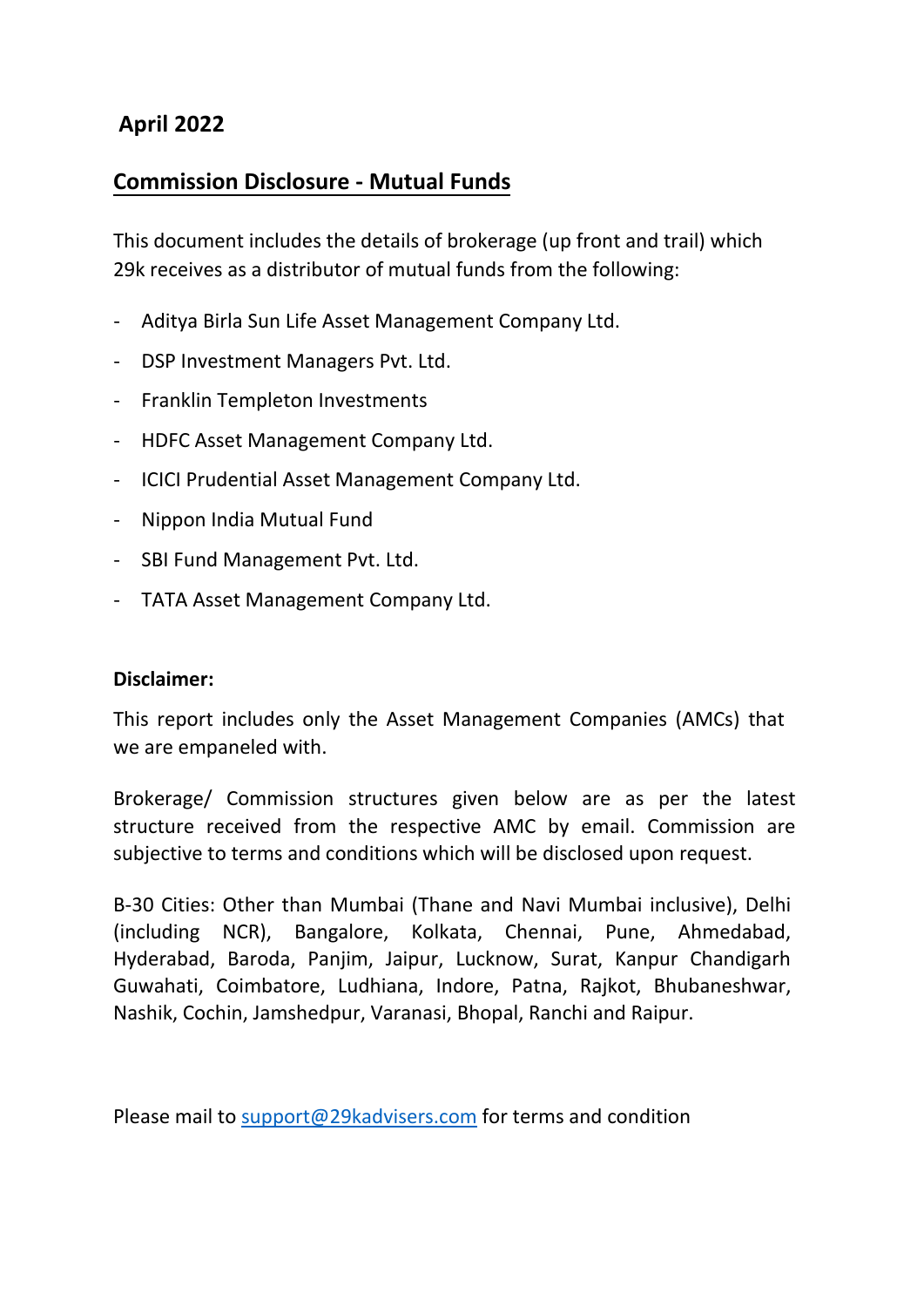## April 2022

## Commission Disclosure - Mutual Funds

This document includes the details of brokerage (up front and trail) which 29k receives as a distributor of mutual funds from the following:

- Aditya Birla Sun Life Asset Management Company Ltd.
- DSP Investment Managers Pvt. Ltd.
- Franklin Templeton Investments
- HDFC Asset Management Company Ltd.
- ICICI Prudential Asset Management Company Ltd.
- Nippon India Mutual Fund
- SBI Fund Management Pvt. Ltd.
- TATA Asset Management Company Ltd.

**Disclaimer:**

This report includes only the Asset Management Companies (AMCs) that we are empaneled with.

Brokerage/ Commission structures given below are as per the latest structure received from the respective AMC by email. Commission are subjective to terms and conditions which will be disclosed upon request.

B-30 Cities: Other than Mumbai (Thane and Navi Mumbai inclusive), Delhi (including NCR), Bangalore, Kolkata, Chennai, Pune, Ahmedabad, Hyderabad, Baroda, Panjim, Jaipur, Lucknow, Surat, Kanpur Chandigarh Guwahati, Coimbatore, Ludhiana, Indore, Patna, Rajkot, Bhubaneshwar, Nashik, Cochin, Jamshedpur, Varanasi, Bhopal, Ranchi and Raipur.

Please mail to support@29kadvisers.com for terms and condition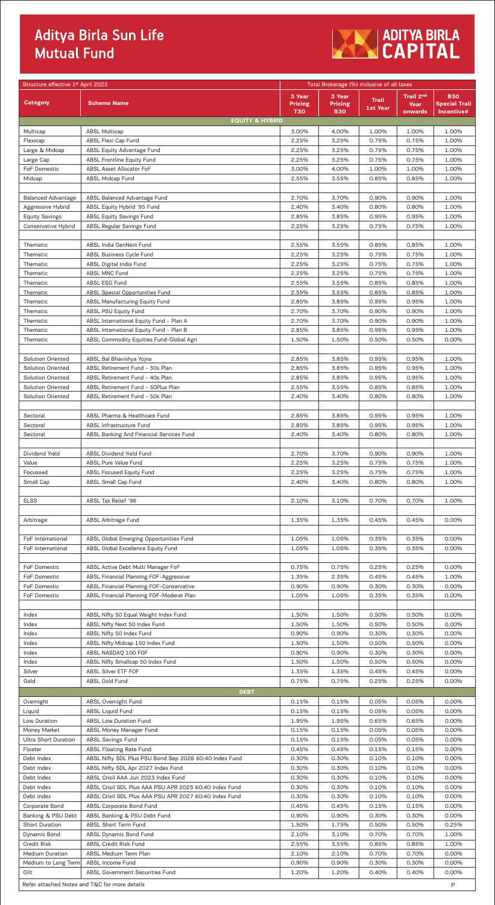# Aditya Birla Sun Life Mutual Fund

ADITYA BIRLA CAPITAL

| Structure effective 1st April 2022 | | Total Brokerage (%) inclusive of all taxes | | | | |
|---|---|---|---|---|---|---|
| **Category** | **Scheme Name** | **3 Year Pricing T30** | **3 Year Pricing B30** | **Trail 1st Year** | **Trail 2nd Year onwards** | **B30 Special Trail Incentive#** |
| | **EQUITY & HYBRID** | | | | | |
| Multicap | ABSL Multicap | 3.00% | 4.00% | 1.00% | 1.00% | 1.00% |
| Flexicap | ABSL Flexi Cap Fund | 2.25% | 3.25% | 0.75% | 0.75% | 1.00% |
| Large & Midcap | ABSL Equity Advantage Fund | 2.25% | 3.25% | 0.75% | 0.75% | 1.00% |
| Large Cap | ABSL Frontline Equity Fund | 2.25% | 3.25% | 0.75% | 0.75% | 1.00% |
| FoF Domestic | ABSL Asset Allocator FoF | 3.00% | 4.00% | 1.00% | 1.00% | 1.00% |
| Midcap | ABSL Midcap Fund | 2.55% | 3.55% | 0.85% | 0.85% | 1.00% |
| | | | | | | |
| Balanced Advantage | ABSL Balanced Advantage Fund | 2.70% | 3.70% | 0.90% | 0.90% | 1.00% |
| Aggressive Hybrid | ABSL Equity Hybrid '95 Fund | 2.40% | 3.40% | 0.80% | 0.80% | 1.00% |
| Equity Savings | ABSL Equity Savings Fund | 2.85% | 3.85% | 0.95% | 0.95% | 1.00% |
| Conservative Hybrid | ABSL Regular Savings Fund | 2.25% | 3.25% | 0.75% | 0.75% | 1.00% |
| | | | | | | |
| Thematic | ABSL India GenNext Fund | 2.55% | 3.55% | 0.85% | 0.85% | 1.00% |
| Thematic | ABSL Business Cycle Fund | 2.25% | 3.25% | 0.75% | 0.75% | 1.00% |
| Thematic | ABSL Digital India Fund | 2.25% | 3.25% | 0.75% | 0.75% | 1.00% |
| Thematic | ABSL MNC Fund | 2.25% | 3.25% | 0.75% | 0.75% | 1.00% |
| Thematic | ABSL ESG Fund | 2.55% | 3.55% | 0.85% | 0.85% | 1.00% |
| Thematic | ABSL Special Opportunities Fund | 2.55% | 3.55% | 0.85% | 0.85% | 1.00% |
| Thematic | ABSL Manufacturing Equity Fund | 2.85% | 3.85% | 0.95% | 0.95% | 1.00% |
| Thematic | ABSL PSU Equity Fund | 2.70% | 3.70% | 0.90% | 0.90% | 1.00% |
| Thematic | ABSL International Equity Fund - Plan A | 2.70% | 3.70% | 0.90% | 0.90% | 1.00% |
| Thematic | ABSL International Equity Fund - Plan B | 2.85% | 3.85% | 0.95% | 0.95% | 1.00% |
| Thematic | ABSL Commodity Equities Fund-Global Agri | 1.50% | 1.50% | 0.50% | 0.50% | 0.00% |
| | | | | | | |
| Solution Oriented | ABSL Bal Bhavishya Yojna | 2.85% | 3.85% | 0.95% | 0.95% | 1.00% |
| Solution Oriented | ABSL Retirement Fund - 30s Plan | 2.85% | 3.85% | 0.95% | 0.95% | 1.00% |
| Solution Oriented | ABSL Retirement Fund - 40s Plan | 2.85% | 3.85% | 0.95% | 0.95% | 1.00% |
| Solution Oriented | ABSL Retirement Fund - 50Plus Plan | 2.55% | 3.55% | 0.85% | 0.85% | 1.00% |
| Solution Oriented | ABSL Retirement Fund - 50s Plan | 2.40% | 3.40% | 0.80% | 0.80% | 1.00% |
| | | | | | | |
| Sectoral | ABSL Pharma & Healthcare Fund | 2.85% | 3.85% | 0.95% | 0.95% | 1.00% |
| Sectoral | ABSL Infrastructure Fund | 2.85% | 3.85% | 0.95% | 0.95% | 1.00% |
| Sectoral | ABSL Banking And Financial Services Fund | 2.40% | 3.40% | 0.80% | 0.80% | 1.00% |
| | | | | | | |
| Dividend Yield | ABSL Dividend Yield Fund | 2.70% | 3.70% | 0.90% | 0.90% | 1.00% |
| Value | ABSL Pure Value Fund | 2.25% | 3.25% | 0.75% | 0.75% | 1.00% |
| Focussed | ABSL Focused Equity Fund | 2.25% | 3.25% | 0.75% | 0.75% | 1.00% |
| Small Cap | ABSL Small Cap Fund | 2.40% | 3.40% | 0.80% | 0.80% | 1.00% |
| | | | | | | |
| ELSS | ABSL Tax Relief '96 | 2.10% | 3.10% | 0.70% | 0.70% | 1.00% |
| | | | | | | |
| Arbitrage | ABSL Arbitrage Fund | 1.35% | 1.35% | 0.45% | 0.45% | 0.00% |
| | | | | | | |
| FoF International | ABSL Global Emerging Opportunities Fund | 1.05% | 1.05% | 0.35% | 0.35% | 0.00% |
| FoF International | ABSL Global Excellence Equity Fund | 1.05% | 1.05% | 0.35% | 0.35% | 0.00% |
| | | | | | | |
| FoF Domestic | ABSL Active Debt Multi Manager FoF | 0.75% | 0.75% | 0.25% | 0.25% | 0.00% |
| FoF Domestic | ABSL Financial Planning FOF-Aggressive | 1.35% | 2.35% | 0.45% | 0.45% | 1.00% |
| FoF Domestic | ABSL Financial Planning FOF-Conservative | 0.90% | 0.90% | 0.30% | 0.30% | 0.00% |
| FoF Domestic | ABSL Financial Planning FOF-Moderat Plan | 1.05% | 1.05% | 0.35% | 0.35% | 0.00% |
| | | | | | | |
| Index | ABSL Nifty 50 Equal Weight Index Fund | 1.50% | 1.50% | 0.50% | 0.50% | 0.00% |
| Index | ABSL Nifty Next 50 Index Fund | 1.50% | 1.50% | 0.50% | 0.50% | 0.00% |
| Index | ABSL Nifty 50 Index Fund | 0.90% | 0.90% | 0.30% | 0.30% | 0.00% |
| Index | ABSL Nifty Midcap 150 Index Fund | 1.50% | 1.50% | 0.50% | 0.50% | 0.00% |
| Index | ABSL NASDAQ 100 FOF | 0.90% | 0.90% | 0.30% | 0.30% | 0.00% |
| Index | ABSL Nifty Smallcap 50 Index Fund | 1.50% | 1.50% | 0.50% | 0.50% | 0.00% |
| Silver | ABSL Silver ETF FOF | 1.35% | 1.35% | 0.45% | 0.45% | 0.00% |
| Gold | ABSL Gold Fund | 0.75% | 0.75% | 0.25% | 0.25% | 0.00% |
| | **DEBT** | | | | | |
| Overnight | ABSL Overnight Fund | 0.15% | 0.15% | 0.05% | 0.05% | 0.00% |
| Liquid | ABSL Liquid Fund | 0.15% | 0.15% | 0.05% | 0.05% | 0.00% |
| Low Duration | ABSL Low Duration Fund | 1.95% | 1.95% | 0.65% | 0.65% | 0.00% |
| Money Market | ABSL Money Manager Fund | 0.15% | 0.15% | 0.05% | 0.05% | 0.00% |
| Ultra Short Duration | ABSL Savings Fund | 0.15% | 0.15% | 0.05% | 0.05% | 0.00% |
| Floater | ABSL Floating Rate Fund | 0.45% | 0.45% | 0.15% | 0.15% | 0.00% |
| Debt Index | ABSL Nifty SDL Plus PSU Bond Sep 2026 60:40 Index Fund | 0.30% | 0.30% | 0.10% | 0.10% | 0.00% |
| Debt Index | ABSL Nifty SDL Apr 2027 Index Fund | 0.30% | 0.30% | 0.10% | 0.10% | 0.00% |
| Debt Index | ABSL Crisil AAA Jun 2023 Index Fund | 0.30% | 0.30% | 0.10% | 0.10% | 0.00% |
| Debt Index | ABSL Crisil SDL Plus AAA PSU APR 2025 60:40 Index Fund | 0.30% | 0.30% | 0.10% | 0.10% | 0.00% |
| Debt Index | ABSL Crisil SDL Plus AAA PSU APR 2027 60:40 Index Fund | 0.30% | 0.30% | 0.10% | 0.10% | 0.00% |
| Corporate Bond | ABSL Corporate Bond Fund | 0.45% | 0.45% | 0.15% | 0.15% | 0.00% |
| Banking & PSU Debt | ABSL Banking & PSU Debt Fund | 0.90% | 0.90% | 0.30% | 0.30% | 0.00% |
| Short Duration | ABSL Short Term Fund | 1.50% | 1.75% | 0.50% | 0.50% | 0.25% |
| Dynamic Bond | ABSL Dynamic Bond Fund | 2.10% | 3.10% | 0.70% | 0.70% | 1.00% |
| Credit Risk | ABSL Credit Risk Fund | 2.55% | 3.55% | 0.85% | 0.85% | 1.00% |
| Medium Duration | ABSL Medium Term Plan | 2.10% | 2.10% | 0.70% | 0.70% | 0.00% |
| Medium to Long Term | ABSL Income Fund | 0.90% | 0.90% | 0.30% | 0.30% | 0.00% |
| Gilt | ABSL Government Securities Fund | 1.20% | 1.20% | 0.40% | 0.40% | 0.00% |

Refer attached Notes and T&C for more details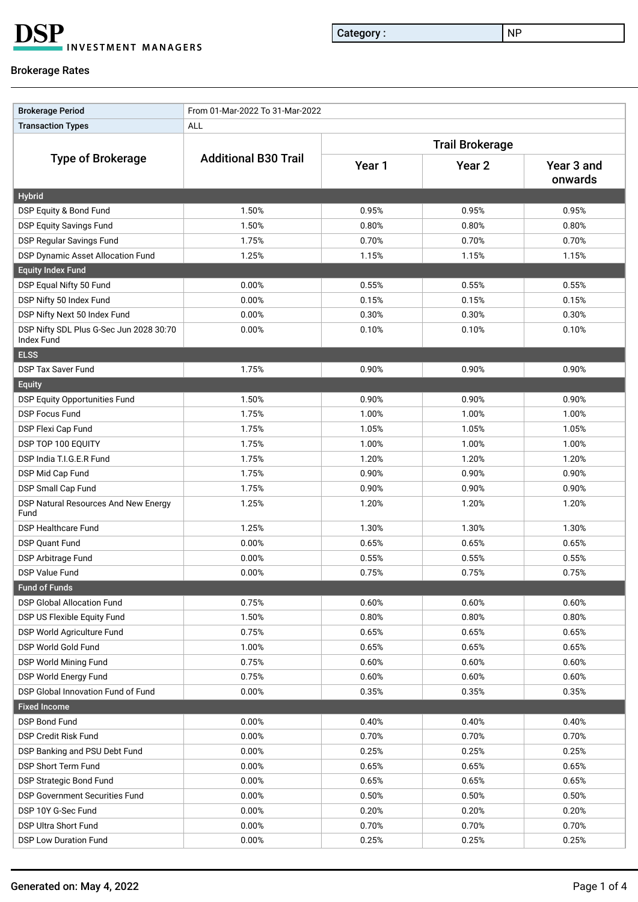**DSP** INVESTMENT MANAGERS

| Category : | NP |
|---|---|

## Brokerage Rates

| Brokerage Period | From 01-Mar-2022 To 31-Mar-2022 | | | |
|---|---|---|---|---|
| Transaction Types | ALL | | | |
| **Type of Brokerage** | **Additional B30 Trail** | **Trail Brokerage** | | |
| | | **Year 1** | **Year 2** | **Year 3 and onwards** |
| **Hybrid** | | | | |
| DSP Equity & Bond Fund | 1.50% | 0.95% | 0.95% | 0.95% |
| DSP Equity Savings Fund | 1.50% | 0.80% | 0.80% | 0.80% |
| DSP Regular Savings Fund | 1.75% | 0.70% | 0.70% | 0.70% |
| DSP Dynamic Asset Allocation Fund | 1.25% | 1.15% | 1.15% | 1.15% |
| **Equity Index Fund** | | | | |
| DSP Equal Nifty 50 Fund | 0.00% | 0.55% | 0.55% | 0.55% |
| DSP Nifty 50 Index Fund | 0.00% | 0.15% | 0.15% | 0.15% |
| DSP Nifty Next 50 Index Fund | 0.00% | 0.30% | 0.30% | 0.30% |
| DSP Nifty SDL Plus G-Sec Jun 2028 30:70 Index Fund | 0.00% | 0.10% | 0.10% | 0.10% |
| **ELSS** | | | | |
| DSP Tax Saver Fund | 1.75% | 0.90% | 0.90% | 0.90% |
| **Equity** | | | | |
| DSP Equity Opportunities Fund | 1.50% | 0.90% | 0.90% | 0.90% |
| DSP Focus Fund | 1.75% | 1.00% | 1.00% | 1.00% |
| DSP Flexi Cap Fund | 1.75% | 1.05% | 1.05% | 1.05% |
| DSP TOP 100 EQUITY | 1.75% | 1.00% | 1.00% | 1.00% |
| DSP India T.I.G.E.R Fund | 1.75% | 1.20% | 1.20% | 1.20% |
| DSP Mid Cap Fund | 1.75% | 0.90% | 0.90% | 0.90% |
| DSP Small Cap Fund | 1.75% | 0.90% | 0.90% | 0.90% |
| DSP Natural Resources And New Energy Fund | 1.25% | 1.20% | 1.20% | 1.20% |
| DSP Healthcare Fund | 1.25% | 1.30% | 1.30% | 1.30% |
| DSP Quant Fund | 0.00% | 0.65% | 0.65% | 0.65% |
| DSP Arbitrage Fund | 0.00% | 0.55% | 0.55% | 0.55% |
| DSP Value Fund | 0.00% | 0.75% | 0.75% | 0.75% |
| **Fund of Funds** | | | | |
| DSP Global Allocation Fund | 0.75% | 0.60% | 0.60% | 0.60% |
| DSP US Flexible Equity Fund | 1.50% | 0.80% | 0.80% | 0.80% |
| DSP World Agriculture Fund | 0.75% | 0.65% | 0.65% | 0.65% |
| DSP World Gold Fund | 1.00% | 0.65% | 0.65% | 0.65% |
| DSP World Mining Fund | 0.75% | 0.60% | 0.60% | 0.60% |
| DSP World Energy Fund | 0.75% | 0.60% | 0.60% | 0.60% |
| DSP Global Innovation Fund of Fund | 0.00% | 0.35% | 0.35% | 0.35% |
| **Fixed Income** | | | | |
| DSP Bond Fund | 0.00% | 0.40% | 0.40% | 0.40% |
| DSP Credit Risk Fund | 0.00% | 0.70% | 0.70% | 0.70% |
| DSP Banking and PSU Debt Fund | 0.00% | 0.25% | 0.25% | 0.25% |
| DSP Short Term Fund | 0.00% | 0.65% | 0.65% | 0.65% |
| DSP Strategic Bond Fund | 0.00% | 0.65% | 0.65% | 0.65% |
| DSP Government Securities Fund | 0.00% | 0.50% | 0.50% | 0.50% |
| DSP 10Y G-Sec Fund | 0.00% | 0.20% | 0.20% | 0.20% |
| DSP Ultra Short Fund | 0.00% | 0.70% | 0.70% | 0.70% |
| DSP Low Duration Fund | 0.00% | 0.25% | 0.25% | 0.25% |

Generated on: May 4, 2022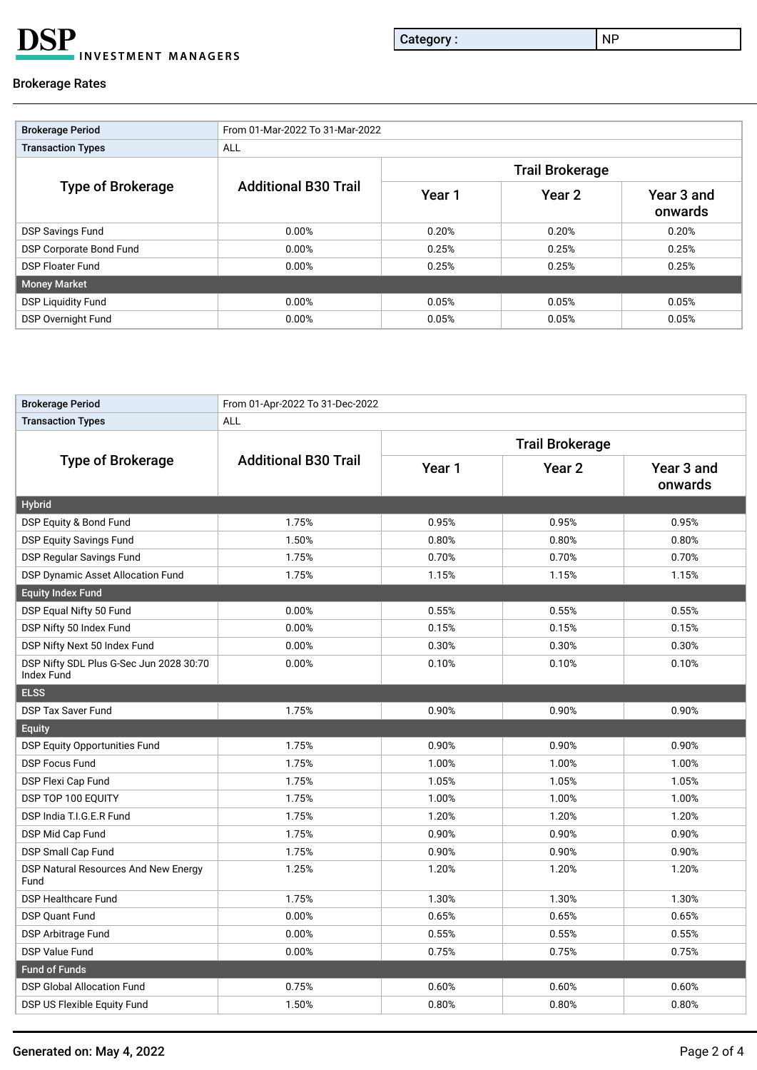**DSP** INVESTMENT MANAGERS

| Category : | NP |
|---|---|

Brokerage Rates

| Brokerage Period | From 01-Mar-2022 To 31-Mar-2022 | | | |
|---|---|---|---|---|
| Transaction Types | ALL | | | |
| Type of Brokerage | Additional B30 Trail | Trail Brokerage | | |
| | | Year 1 | Year 2 | Year 3 and onwards |
| DSP Savings Fund | 0.00% | 0.20% | 0.20% | 0.20% |
| DSP Corporate Bond Fund | 0.00% | 0.25% | 0.25% | 0.25% |
| DSP Floater Fund | 0.00% | 0.25% | 0.25% | 0.25% |
| **Money Market** | | | | |
| DSP Liquidity Fund | 0.00% | 0.05% | 0.05% | 0.05% |
| DSP Overnight Fund | 0.00% | 0.05% | 0.05% | 0.05% |

| Brokerage Period | From 01-Apr-2022 To 31-Dec-2022 | | | |
|---|---|---|---|---|
| Transaction Types | ALL | | | |
| Type of Brokerage | Additional B30 Trail | Trail Brokerage | | |
| | | Year 1 | Year 2 | Year 3 and onwards |
| **Hybrid** | | | | |
| DSP Equity & Bond Fund | 1.75% | 0.95% | 0.95% | 0.95% |
| DSP Equity Savings Fund | 1.50% | 0.80% | 0.80% | 0.80% |
| DSP Regular Savings Fund | 1.75% | 0.70% | 0.70% | 0.70% |
| DSP Dynamic Asset Allocation Fund | 1.75% | 1.15% | 1.15% | 1.15% |
| **Equity Index Fund** | | | | |
| DSP Equal Nifty 50 Fund | 0.00% | 0.55% | 0.55% | 0.55% |
| DSP Nifty 50 Index Fund | 0.00% | 0.15% | 0.15% | 0.15% |
| DSP Nifty Next 50 Index Fund | 0.00% | 0.30% | 0.30% | 0.30% |
| DSP Nifty SDL Plus G-Sec Jun 2028 30:70 Index Fund | 0.00% | 0.10% | 0.10% | 0.10% |
| **ELSS** | | | | |
| DSP Tax Saver Fund | 1.75% | 0.90% | 0.90% | 0.90% |
| **Equity** | | | | |
| DSP Equity Opportunities Fund | 1.75% | 0.90% | 0.90% | 0.90% |
| DSP Focus Fund | 1.75% | 1.00% | 1.00% | 1.00% |
| DSP Flexi Cap Fund | 1.75% | 1.05% | 1.05% | 1.05% |
| DSP TOP 100 EQUITY | 1.75% | 1.00% | 1.00% | 1.00% |
| DSP India T.I.G.E.R Fund | 1.75% | 1.20% | 1.20% | 1.20% |
| DSP Mid Cap Fund | 1.75% | 0.90% | 0.90% | 0.90% |
| DSP Small Cap Fund | 1.75% | 0.90% | 0.90% | 0.90% |
| DSP Natural Resources And New Energy Fund | 1.25% | 1.20% | 1.20% | 1.20% |
| DSP Healthcare Fund | 1.75% | 1.30% | 1.30% | 1.30% |
| DSP Quant Fund | 0.00% | 0.65% | 0.65% | 0.65% |
| DSP Arbitrage Fund | 0.00% | 0.55% | 0.55% | 0.55% |
| DSP Value Fund | 0.00% | 0.75% | 0.75% | 0.75% |
| **Fund of Funds** | | | | |
| DSP Global Allocation Fund | 0.75% | 0.60% | 0.60% | 0.60% |
| DSP US Flexible Equity Fund | 1.50% | 0.80% | 0.80% | 0.80% |

Generated on: May 4, 2022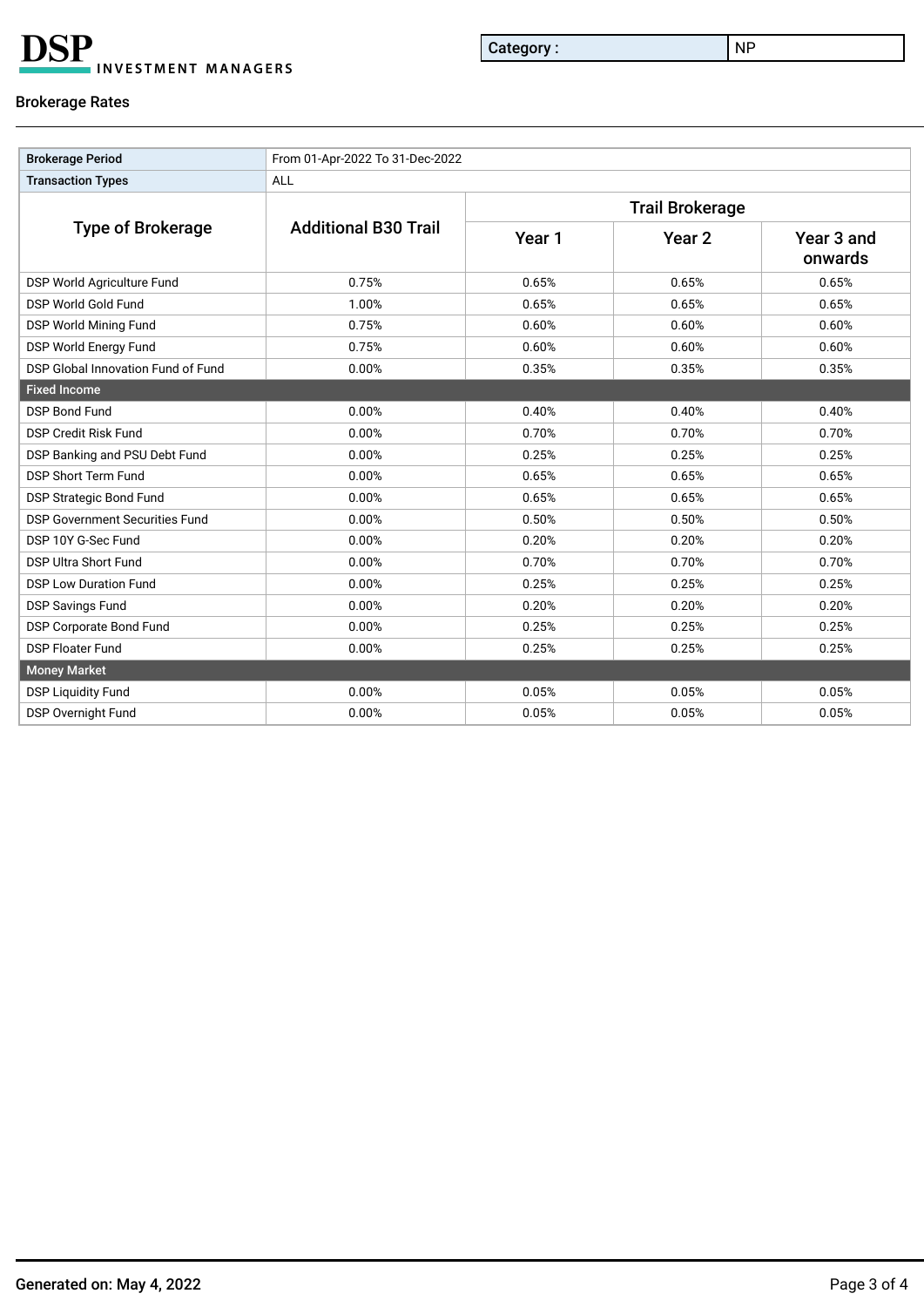DSP INVESTMENT MANAGERS

| Category : | NP |
|---|---|

## Brokerage Rates

| Brokerage Period | From 01-Apr-2022 To 31-Dec-2022 | | | |
|---|---|---|---|---|
| Transaction Types | ALL | | | |
| Type of Brokerage | Additional B30 Trail | Trail Brokerage | | |
| | | Year 1 | Year 2 | Year 3 and onwards |
| DSP World Agriculture Fund | 0.75% | 0.65% | 0.65% | 0.65% |
| DSP World Gold Fund | 1.00% | 0.65% | 0.65% | 0.65% |
| DSP World Mining Fund | 0.75% | 0.60% | 0.60% | 0.60% |
| DSP World Energy Fund | 0.75% | 0.60% | 0.60% | 0.60% |
| DSP Global Innovation Fund of Fund | 0.00% | 0.35% | 0.35% | 0.35% |
| **Fixed Income** | | | | |
| DSP Bond Fund | 0.00% | 0.40% | 0.40% | 0.40% |
| DSP Credit Risk Fund | 0.00% | 0.70% | 0.70% | 0.70% |
| DSP Banking and PSU Debt Fund | 0.00% | 0.25% | 0.25% | 0.25% |
| DSP Short Term Fund | 0.00% | 0.65% | 0.65% | 0.65% |
| DSP Strategic Bond Fund | 0.00% | 0.65% | 0.65% | 0.65% |
| DSP Government Securities Fund | 0.00% | 0.50% | 0.50% | 0.50% |
| DSP 10Y G-Sec Fund | 0.00% | 0.20% | 0.20% | 0.20% |
| DSP Ultra Short Fund | 0.00% | 0.70% | 0.70% | 0.70% |
| DSP Low Duration Fund | 0.00% | 0.25% | 0.25% | 0.25% |
| DSP Savings Fund | 0.00% | 0.20% | 0.20% | 0.20% |
| DSP Corporate Bond Fund | 0.00% | 0.25% | 0.25% | 0.25% |
| DSP Floater Fund | 0.00% | 0.25% | 0.25% | 0.25% |
| **Money Market** | | | | |
| DSP Liquidity Fund | 0.00% | 0.05% | 0.05% | 0.05% |
| DSP Overnight Fund | 0.00% | 0.05% | 0.05% | 0.05% |

Generated on: May 4, 2022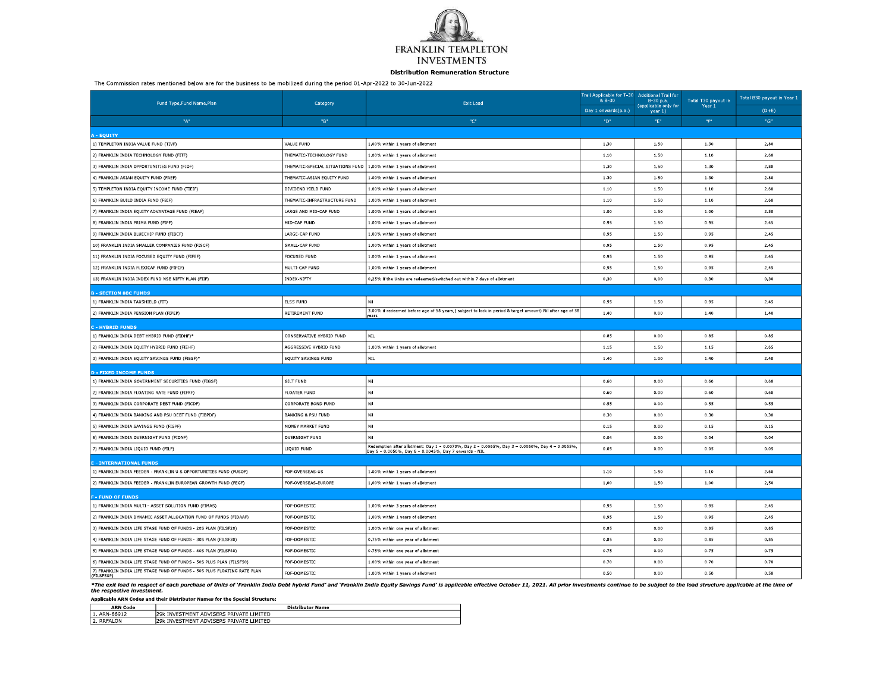# FRANKLIN TEMPLETON INVESTMENTS

**Distribution Remuneration Structure**

The Commission rates mentioned below are for the business to be mobilized during the period 01-Apr-2022 to 30-Jun-2022

| Fund Type,Fund Name,Plan | Category | Exit Load | Trail Applicable for T-30 & B-30 | Additional Trail for B-30 p.a. (applicable only for year 1) | Total T30 payout in Year 1 | Total B30 payout in Year 1 |
|---|---|---|---|---|---|---|
| | | | Day 1 onwards(p.a.) | | | (D+E) |
| "A" | "B" | "C" | "D" | "E" | "F" | "G" |
| **A - EQUITY** | | | | | | |
| 1) TEMPLETON INDIA VALUE FUND (TIVF) | VALUE FUND | 1.00% within 1 years of allotment | 1.30 | 1.50 | 1.30 | 2.80 |
| 2) FRANKLIN INDIA TECHNOLOGY FUND (FITF) | THEMATIC-TECHNOLOGY FUND | 1.00% within 1 years of allotment | 1.10 | 1.50 | 1.10 | 2.60 |
| 3) FRANKLIN INDIA OPPORTUNITIES FUND (FIOF) | THEMATIC-SPECIAL SITUATIONS FUND | 1.00% within 1 years of allotment | 1.30 | 1.50 | 1.30 | 2.80 |
| 4) FRANKLIN ASIAN EQUITY FUND (FAEF) | THEMATIC-ASIAN EQUITY FUND | 1.00% within 1 years of allotment | 1.30 | 1.50 | 1.30 | 2.80 |
| 5) TEMPLETON INDIA EQUITY INCOME FUND (TIEIF) | DIVIDEND YIELD FUND | 1.00% within 1 years of allotment | 1.10 | 1.50 | 1.10 | 2.60 |
| 6) FRANKLIN BUILD INDIA FUND (FBIF) | THEMATIC-INFRASTRUCTURE FUND | 1.00% within 1 years of allotment | 1.10 | 1.50 | 1.10 | 2.60 |
| 7) FRANKLIN INDIA EQUITY ADVANTAGE FUND (FIEAF) | LARGE AND MID-CAP FUND | 1.00% within 1 years of allotment | 1.00 | 1.50 | 1.00 | 2.50 |
| 8) FRANKLIN INDIA PRIMA FUND (FIPF) | MID-CAP FUND | 1.00% within 1 years of allotment | 0.95 | 1.50 | 0.95 | 2.45 |
| 9) FRANKLIN INDIA BLUECHIP FUND (FIBCF) | LARGE-CAP FUND | 1.00% within 1 years of allotment | 0.95 | 1.50 | 0.95 | 2.45 |
| 10) FRANKLIN INDIA SMALLER COMPANIES FUND (FISCF) | SMALL-CAP FUND | 1.00% within 1 years of allotment | 0.95 | 1.50 | 0.95 | 2.45 |
| 11) FRANKLIN INDIA FOCUSED EQUITY FUND (FIFEF) | FOCUSED FUND | 1.00% within 1 years of allotment | 0.95 | 1.50 | 0.95 | 2.45 |
| 12) FRANKLIN INDIA FLEXICAP FUND (FIFCF) | MULTI-CAP FUND | 1.00% within 1 years of allotment | 0.95 | 1.50 | 0.95 | 2.45 |
| 13) FRANKLIN INDIA INDEX FUND NSE NIFTY PLAN (FIIF) | INDEX-NIFTY | 0.25% if the Units are redeemed/switched out within 7 days of allotment | 0.30 | 0.00 | 0.30 | 0.30 |
| **B - SECTION 80C FUNDS** | | | | | | |
| 1) FRANKLIN INDIA TAXSHIELD (FIT) | ELSS FUND | Nil | 0.95 | 1.50 | 0.95 | 2.45 |
| 2) FRANKLIN INDIA PENSION PLAN (FIPEP) | RETIREMENT FUND | 3.00% if redeemed before age of 58 years,( subject to lock in period & target amount) Nil after age of 58 years | 1.40 | 0.00 | 1.40 | 1.40 |
| **C - HYBRID FUNDS** | | | | | | |
| 1) FRANKLIN INDIA DEBT HYBRID FUND (FIDHF)* | CONSERVATIVE HYBRID FUND | NIL | 0.85 | 0.00 | 0.85 | 0.85 |
| 2) FRANKLIN INDIA EQUITY HYBRID FUND (FIEHF) | AGGRESSIVE HYBRID FUND | 1.00% within 1 years of allotment | 1.15 | 1.50 | 1.15 | 2.65 |
| 3) FRANKLIN INDIA EQUITY SAVINGS FUND (FIESF)* | EQUITY SAVINGS FUND | NIL | 1.40 | 1.00 | 1.40 | 2.40 |
| **D - FIXED INCOME FUNDS** | | | | | | |
| 1) FRANKLIN INDIA GOVERNMENT SECURITIES FUND (FIGSF) | GILT FUND | Nil | 0.60 | 0.00 | 0.60 | 0.60 |
| 2) FRANKLIN INDIA FLOATING RATE FUND (FIFRF) | FLOATER FUND | Nil | 0.60 | 0.00 | 0.60 | 0.60 |
| 3) FRANKLIN INDIA CORPORATE DEBT FUND (FICDF) | CORPORATE BOND FUND | Nil | 0.55 | 0.00 | 0.55 | 0.55 |
| 4) FRANKLIN INDIA BANKING AND PSU DEBT FUND (FIBPDF) | BANKING & PSU FUND | Nil | 0.30 | 0.00 | 0.30 | 0.30 |
| 5) FRANKLIN INDIA SAVINGS FUND (FISPF) | MONEY MARKET FUND | Nil | 0.15 | 0.00 | 0.15 | 0.15 |
| 6) FRANKLIN INDIA OVERNIGHT FUND (FIONF) | OVERNIGHT FUND | Nil | 0.04 | 0.00 | 0.04 | 0.04 |
| 7) FRANKLIN INDIA LIQUID FUND (FILF) | LIQUID FUND | Redemption after allotment: Day 1 - 0.0070%, Day 2 - 0.0065%, Day 3 - 0.0060%, Day 4 - 0.0055%, Day 5 - 0.0050%, Day 6 - 0.0045%, Day 7 onwards - NIL | 0.05 | 0.00 | 0.05 | 0.05 |
| **E - INTERNATIONAL FUNDS** | | | | | | |
| 1) FRANKLIN INDIA FEEDER - FRANKLIN U S OPPORTUNITIES FUND (FUSOF) | FOF-OVERSEAS-US | 1.00% within 1 years of allotment | 1.10 | 1.50 | 1.10 | 2.60 |
| 2) FRANKLIN INDIA FEEDER - FRANKLIN EUROPEAN GROWTH FUND (FEGF) | FOF-OVERSEAS-EUROPE | 1.00% within 1 years of allotment | 1.00 | 1.50 | 1.00 | 2.50 |
| **F - FUND OF FUNDS** | | | | | | |
| 1) FRANKLIN INDIA MULTI - ASSET SOLUTION FUND (FIMAS) | FOF-DOMESTIC | 1.00% within 3 years of allotment | 0.95 | 1.50 | 0.95 | 2.45 |
| 2) FRANKLIN INDIA DYNAMIC ASSET ALLOCATION FUND OF FUNDS (FIDAAF) | FOF-DOMESTIC | 1.00% within 1 years of allotment | 0.95 | 1.50 | 0.95 | 2.45 |
| 3) FRANKLIN INDIA LIFE STAGE FUND OF FUNDS - 20S PLAN (FILSF20) | FOF-DOMESTIC | 1.00% within one year of allotment | 0.85 | 0.00 | 0.85 | 0.85 |
| 4) FRANKLIN INDIA LIFE STAGE FUND OF FUNDS - 30S PLAN (FILSF30) | FOF-DOMESTIC | 0.75% within one year of allotment | 0.85 | 0.00 | 0.85 | 0.85 |
| 5) FRANKLIN INDIA LIFE STAGE FUND OF FUNDS - 40S PLAN (FILSF40) | FOF-DOMESTIC | 0.75% within one year of allotment | 0.75 | 0.00 | 0.75 | 0.75 |
| 6) FRANKLIN INDIA LIFE STAGE FUND OF FUNDS - 50S PLUS PLAN (FILSF50) | FOF-DOMESTIC | 1.00% within one year of allotment | 0.70 | 0.00 | 0.70 | 0.70 |
| 7) FRANKLIN INDIA LIFE STAGE FUND OF FUNDS - 50S PLUS FLOATING RATE PLAN (FILSF50P) | FOF-DOMESTIC | 1.00% within 1 years of allotment | 0.50 | 0.00 | 0.50 | 0.50 |

***The exit load in respect of each purchase of Units of 'Franklin India Debt hybrid Fund' and 'Franklin India Equity Savings Fund' is applicable effective October 11, 2021. All prior investments continue to be subject to the load structure applicable at the time of the respective investment.***

**Applicable ARN Codes and their Distributor Names for the Special Structure:**

| ARN Code | Distributor Name |
|---|---|
| 1. ARN-66912 | 29k INVESTMENT ADVISERS PRIVATE LIMITED |
| 2. RRFALON | 29k INVESTMENT ADVISERS PRIVATE LIMITED |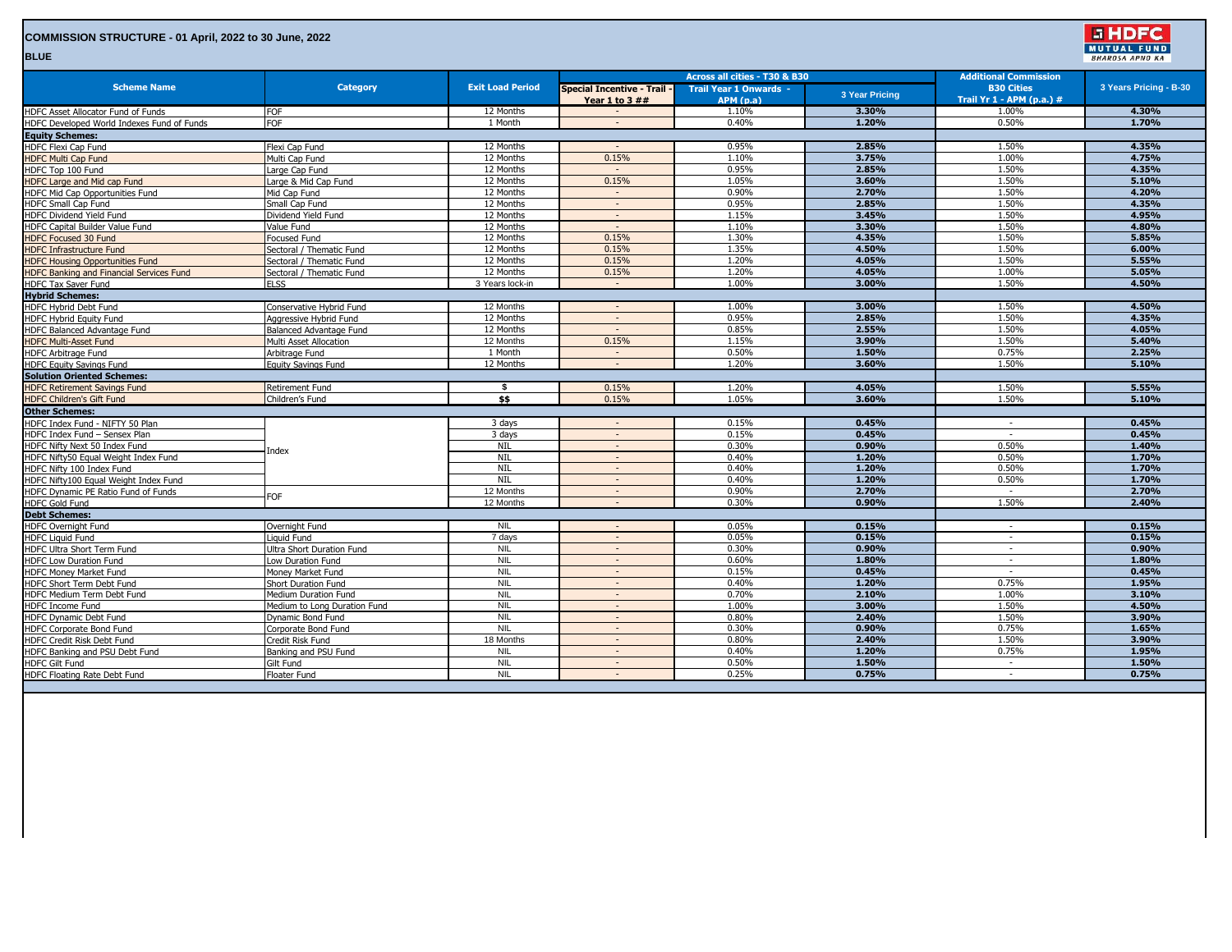## COMMISSION STRUCTURE - 01 April, 2022 to 30 June, 2022

**BLUE**

| Scheme Name | Category | Exit Load Period | Across all cities - T30 & B30 | | | Additional Commission B30 Cities | 3 Years Pricing - B-30 |
|---|---|---|---|---|---|---|---|
| | | | Special Incentive - Trail - Year 1 to 3 ## | Trail Year 1 Onwards - APM (p.a) | 3 Year Pricing | Trail Yr 1 - APM (p.a.) # | |
| HDFC Asset Allocator Fund of Funds | FOF | 12 Months | - | 1.10% | **3.30%** | 1.00% | **4.30%** |
| HDFC Developed World Indexes Fund of Funds | FOF | 1 Month | - | 0.40% | **1.20%** | 0.50% | **1.70%** |
| **Equity Schemes:** | | | | | | | |
| HDFC Flexi Cap Fund | Flexi Cap Fund | 12 Months | - | 0.95% | **2.85%** | 1.50% | **4.35%** |
| HDFC Multi Cap Fund | Multi Cap Fund | 12 Months | 0.15% | 1.10% | **3.75%** | 1.00% | **4.75%** |
| HDFC Top 100 Fund | Large Cap Fund | 12 Months | - | 0.95% | **2.85%** | 1.50% | **4.35%** |
| HDFC Large and Mid cap Fund | Large & Mid Cap Fund | 12 Months | 0.15% | 1.05% | **3.60%** | 1.50% | **5.10%** |
| HDFC Mid Cap Opportunities Fund | Mid Cap Fund | 12 Months | - | 0.90% | **2.70%** | 1.50% | **4.20%** |
| HDFC Small Cap Fund | Small Cap Fund | 12 Months | - | 0.95% | **2.85%** | 1.50% | **4.35%** |
| HDFC Dividend Yield Fund | Dividend Yield Fund | 12 Months | - | 1.15% | **3.45%** | 1.50% | **4.95%** |
| HDFC Capital Builder Value Fund | Value Fund | 12 Months | - | 1.10% | **3.30%** | 1.50% | **4.80%** |
| HDFC Focused 30 Fund | Focused Fund | 12 Months | 0.15% | 1.30% | **4.35%** | 1.50% | **5.85%** |
| HDFC Infrastructure Fund | Sectoral / Thematic Fund | 12 Months | 0.15% | 1.35% | **4.50%** | 1.50% | **6.00%** |
| HDFC Housing Opportunities Fund | Sectoral / Thematic Fund | 12 Months | 0.15% | 1.20% | **4.05%** | 1.50% | **5.55%** |
| HDFC Banking and Financial Services Fund | Sectoral / Thematic Fund | 12 Months | 0.15% | 1.20% | **4.05%** | 1.00% | **5.05%** |
| HDFC Tax Saver Fund | ELSS | 3 Years lock-in | - | 1.00% | **3.00%** | 1.50% | **4.50%** |
| **Hybrid Schemes:** | | | | | | | |
| HDFC Hybrid Debt Fund | Conservative Hybrid Fund | 12 Months | - | 1.00% | **3.00%** | 1.50% | **4.50%** |
| HDFC Hybrid Equity Fund | Aggressive Hybrid Fund | 12 Months | - | 0.95% | **2.85%** | 1.50% | **4.35%** |
| HDFC Balanced Advantage Fund | Balanced Advantage Fund | 12 Months | - | 0.85% | **2.55%** | 1.50% | **4.05%** |
| HDFC Multi-Asset Fund | Multi Asset Allocation | 12 Months | 0.15% | 1.15% | **3.90%** | 1.50% | **5.40%** |
| HDFC Arbitrage Fund | Arbitrage Fund | 1 Month | - | 0.50% | **1.50%** | 0.75% | **2.25%** |
| HDFC Equity Savings Fund | Equity Savings Fund | 12 Months | - | 1.20% | **3.60%** | 1.50% | **5.10%** |
| **Solution Oriented Schemes:** | | | | | | | |
| HDFC Retirement Savings Fund | Retirement Fund | **$** | 0.15% | 1.20% | **4.05%** | 1.50% | **5.55%** |
| HDFC Children's Gift Fund | Children's Fund | **$$** | 0.15% | 1.05% | **3.60%** | 1.50% | **5.10%** |
| **Other Schemes:** | | | | | | | |
| HDFC Index Fund - NIFTY 50 Plan | Index | 3 days | - | 0.15% | **0.45%** | - | **0.45%** |
| HDFC Index Fund – Sensex Plan | Index | 3 days | - | 0.15% | **0.45%** | - | **0.45%** |
| HDFC Nifty Next 50 Index Fund | Index | NIL | - | 0.30% | **0.90%** | 0.50% | **1.40%** |
| HDFC Nifty50 Equal Weight Index Fund | Index | NIL | - | 0.40% | **1.20%** | 0.50% | **1.70%** |
| HDFC Nifty 100 Index Fund | Index | NIL | - | 0.40% | **1.20%** | 0.50% | **1.70%** |
| HDFC Nifty100 Equal Weight Index Fund | Index | NIL | - | 0.40% | **1.20%** | 0.50% | **1.70%** |
| HDFC Dynamic PE Ratio Fund of Funds | FOF | 12 Months | - | 0.90% | **2.70%** | - | **2.70%** |
| HDFC Gold Fund | FOF | 12 Months | - | 0.30% | **0.90%** | 1.50% | **2.40%** |
| **Debt Schemes:** | | | | | | | |
| HDFC Overnight Fund | Overnight Fund | NIL | - | 0.05% | **0.15%** | - | **0.15%** |
| HDFC Liquid Fund | Liquid Fund | 7 days | - | 0.05% | **0.15%** | - | **0.15%** |
| HDFC Ultra Short Term Fund | Ultra Short Duration Fund | NIL | - | 0.30% | **0.90%** | - | **0.90%** |
| HDFC Low Duration Fund | Low Duration Fund | NIL | - | 0.60% | **1.80%** | - | **1.80%** |
| HDFC Money Market Fund | Money Market Fund | NIL | - | 0.15% | **0.45%** | - | **0.45%** |
| HDFC Short Term Debt Fund | Short Duration Fund | NIL | - | 0.40% | **1.20%** | 0.75% | **1.95%** |
| HDFC Medium Term Debt Fund | Medium Duration Fund | NIL | - | 0.70% | **2.10%** | 1.00% | **3.10%** |
| HDFC Income Fund | Medium to Long Duration Fund | NIL | - | 1.00% | **3.00%** | 1.50% | **4.50%** |
| HDFC Dynamic Debt Fund | Dynamic Bond Fund | NIL | - | 0.80% | **2.40%** | 1.50% | **3.90%** |
| HDFC Corporate Bond Fund | Corporate Bond Fund | NIL | - | 0.30% | **0.90%** | 0.75% | **1.65%** |
| HDFC Credit Risk Debt Fund | Credit Risk Fund | 18 Months | - | 0.80% | **2.40%** | 1.50% | **3.90%** |
| HDFC Banking and PSU Debt Fund | Banking and PSU Fund | NIL | - | 0.40% | **1.20%** | 0.75% | **1.95%** |
| HDFC Gilt Fund | Gilt Fund | NIL | - | 0.50% | **1.50%** | - | **1.50%** |
| HDFC Floating Rate Debt Fund | Floater Fund | NIL | - | 0.25% | **0.75%** | - | **0.75%** |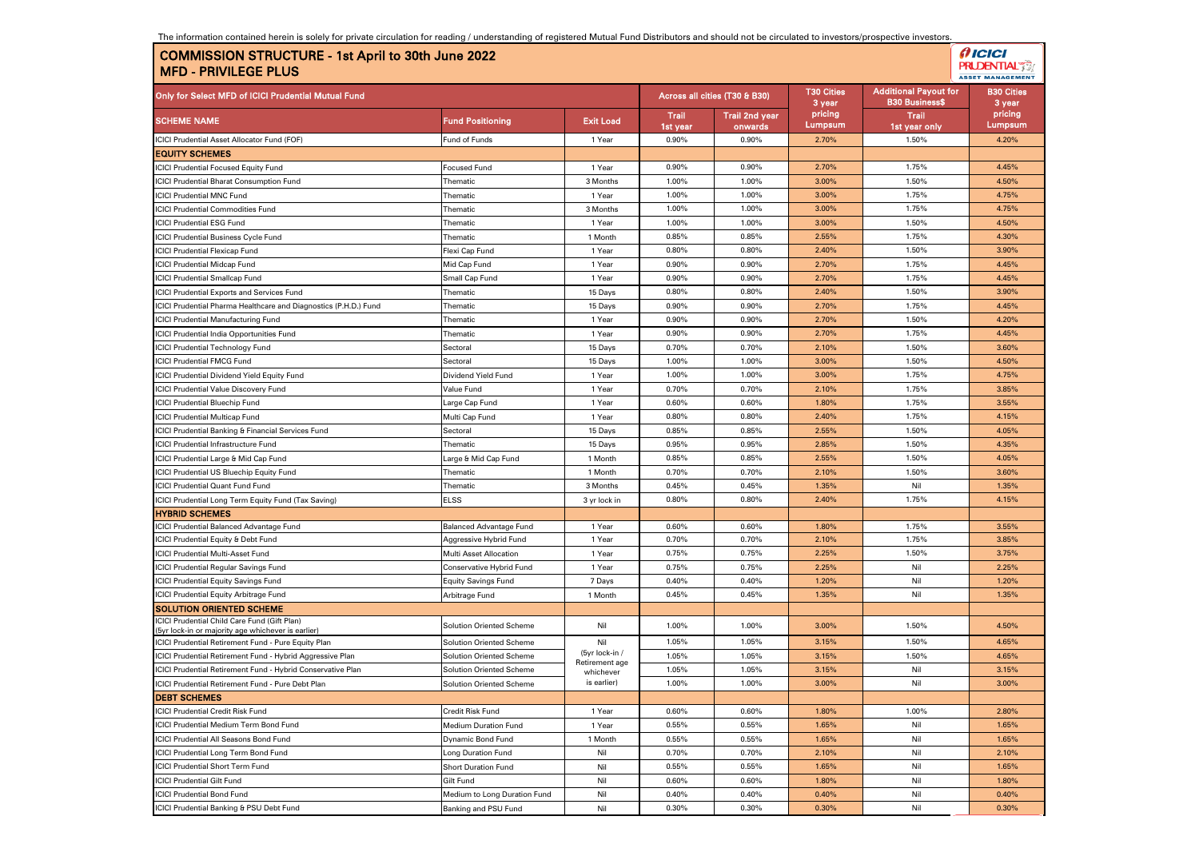The information contained herein is solely for private circulation for reading / understanding of registered Mutual Fund Distributors and should not be circulated to investors/prospective investors.

# COMMISSION STRUCTURE - 1st April to 30th June 2022
## MFD - PRIVILEGE PLUS

| Only for Select MFD of ICICI Prudential Mutual Fund | | | Across all cities (T30 & B30) | | T30 Cities 3 year pricing Lumpsum | Additional Payout for B30 Business$ | B30 Cities 3 year pricing Lumpsum |
|---|---|---|---|---|---|---|---|
| SCHEME NAME | Fund Positioning | Exit Load | Trail 1st year | Trail 2nd year onwards | | Trail 1st year only | |
| ICICI Prudential Asset Allocator Fund (FOF) | Fund of Funds | 1 Year | 0.90% | 0.90% | 2.70% | 1.50% | 4.20% |
| **EQUITY SCHEMES** | | | | | | | |
| ICICI Prudential Focused Equity Fund | Focused Fund | 1 Year | 0.90% | 0.90% | 2.70% | 1.75% | 4.45% |
| ICICI Prudential Bharat Consumption Fund | Thematic | 3 Months | 1.00% | 1.00% | 3.00% | 1.50% | 4.50% |
| ICICI Prudential MNC Fund | Thematic | 1 Year | 1.00% | 1.00% | 3.00% | 1.75% | 4.75% |
| ICICI Prudential Commodities Fund | Thematic | 3 Months | 1.00% | 1.00% | 3.00% | 1.75% | 4.75% |
| ICICI Prudential ESG Fund | Thematic | 1 Year | 1.00% | 1.00% | 3.00% | 1.50% | 4.50% |
| ICICI Prudential Business Cycle Fund | Thematic | 1 Month | 0.85% | 0.85% | 2.55% | 1.75% | 4.30% |
| ICICI Prudential Flexicap Fund | Flexi Cap Fund | 1 Year | 0.80% | 0.80% | 2.40% | 1.50% | 3.90% |
| ICICI Prudential Midcap Fund | Mid Cap Fund | 1 Year | 0.90% | 0.90% | 2.70% | 1.75% | 4.45% |
| ICICI Prudential Smallcap Fund | Small Cap Fund | 1 Year | 0.90% | 0.90% | 2.70% | 1.75% | 4.45% |
| ICICI Prudential Exports and Services Fund | Thematic | 15 Days | 0.80% | 0.80% | 2.40% | 1.50% | 3.90% |
| ICICI Prudential Pharma Healthcare and Diagnostics (P.H.D.) Fund | Thematic | 15 Days | 0.90% | 0.90% | 2.70% | 1.75% | 4.45% |
| ICICI Prudential Manufacturing Fund | Thematic | 1 Year | 0.90% | 0.90% | 2.70% | 1.50% | 4.20% |
| ICICI Prudential India Opportunities Fund | Thematic | 1 Year | 0.90% | 0.90% | 2.70% | 1.75% | 4.45% |
| ICICI Prudential Technology Fund | Sectoral | 15 Days | 0.70% | 0.70% | 2.10% | 1.50% | 3.60% |
| ICICI Prudential FMCG Fund | Sectoral | 15 Days | 1.00% | 1.00% | 3.00% | 1.50% | 4.50% |
| ICICI Prudential Dividend Yield Equity Fund | Dividend Yield Fund | 1 Year | 1.00% | 1.00% | 3.00% | 1.75% | 4.75% |
| ICICI Prudential Value Discovery Fund | Value Fund | 1 Year | 0.70% | 0.70% | 2.10% | 1.75% | 3.85% |
| ICICI Prudential Bluechip Fund | Large Cap Fund | 1 Year | 0.60% | 0.60% | 1.80% | 1.75% | 3.55% |
| ICICI Prudential Multicap Fund | Multi Cap Fund | 1 Year | 0.80% | 0.80% | 2.40% | 1.75% | 4.15% |
| ICICI Prudential Banking & Financial Services Fund | Sectoral | 15 Days | 0.85% | 0.85% | 2.55% | 1.50% | 4.05% |
| ICICI Prudential Infrastructure Fund | Thematic | 15 Days | 0.95% | 0.95% | 2.85% | 1.50% | 4.35% |
| ICICI Prudential Large & Mid Cap Fund | Large & Mid Cap Fund | 1 Month | 0.85% | 0.85% | 2.55% | 1.50% | 4.05% |
| ICICI Prudential US Bluechip Equity Fund | Thematic | 1 Month | 0.70% | 0.70% | 2.10% | 1.50% | 3.60% |
| ICICI Prudential Quant Fund Fund | Thematic | 3 Months | 0.45% | 0.45% | 1.35% | Nil | 1.35% |
| ICICI Prudential Long Term Equity Fund (Tax Saving) | ELSS | 3 yr lock in | 0.80% | 0.80% | 2.40% | 1.75% | 4.15% |
| **HYBRID SCHEMES** | | | | | | | |
| ICICI Prudential Balanced Advantage Fund | Balanced Advantage Fund | 1 Year | 0.60% | 0.60% | 1.80% | 1.75% | 3.55% |
| ICICI Prudential Equity & Debt Fund | Aggressive Hybrid Fund | 1 Year | 0.70% | 0.70% | 2.10% | 1.75% | 3.85% |
| ICICI Prudential Multi-Asset Fund | Multi Asset Allocation | 1 Year | 0.75% | 0.75% | 2.25% | 1.50% | 3.75% |
| ICICI Prudential Regular Savings Fund | Conservative Hybrid Fund | 1 Year | 0.75% | 0.75% | 2.25% | Nil | 2.25% |
| ICICI Prudential Equity Savings Fund | Equity Savings Fund | 7 Days | 0.40% | 0.40% | 1.20% | Nil | 1.20% |
| ICICI Prudential Equity Arbitrage Fund | Arbitrage Fund | 1 Month | 0.45% | 0.45% | 1.35% | Nil | 1.35% |
| **SOLUTION ORIENTED SCHEME** | | | | | | | |
| ICICI Prudential Child Care Fund (Gift Plan) (5yr lock-in or majority age whichever is earlier) | Solution Oriented Scheme | Nil | 1.00% | 1.00% | 3.00% | 1.50% | 4.50% |
| ICICI Prudential Retirement Fund - Pure Equity Plan | Solution Oriented Scheme | Nil (5yr lock-in / Retirement age whichever is earlier) | 1.05% | 1.05% | 3.15% | 1.50% | 4.65% |
| ICICI Prudential Retirement Fund - Hybrid Aggressive Plan | Solution Oriented Scheme | | 1.05% | 1.05% | 3.15% | 1.50% | 4.65% |
| ICICI Prudential Retirement Fund - Hybrid Conservative Plan | Solution Oriented Scheme | | 1.05% | 1.05% | 3.15% | Nil | 3.15% |
| ICICI Prudential Retirement Fund - Pure Debt Plan | Solution Oriented Scheme | | 1.00% | 1.00% | 3.00% | Nil | 3.00% |
| **DEBT SCHEMES** | | | | | | | |
| ICICI Prudential Credit Risk Fund | Credit Risk Fund | 1 Year | 0.60% | 0.60% | 1.80% | 1.00% | 2.80% |
| ICICI Prudential Medium Term Bond Fund | Medium Duration Fund | 1 Year | 0.55% | 0.55% | 1.65% | Nil | 1.65% |
| ICICI Prudential All Seasons Bond Fund | Dynamic Bond Fund | 1 Month | 0.55% | 0.55% | 1.65% | Nil | 1.65% |
| ICICI Prudential Long Term Bond Fund | Long Duration Fund | Nil | 0.70% | 0.70% | 2.10% | Nil | 2.10% |
| ICICI Prudential Short Term Fund | Short Duration Fund | Nil | 0.55% | 0.55% | 1.65% | Nil | 1.65% |
| ICICI Prudential Gilt Fund | Gilt Fund | Nil | 0.60% | 0.60% | 1.80% | Nil | 1.80% |
| ICICI Prudential Bond Fund | Medium to Long Duration Fund | Nil | 0.40% | 0.40% | 0.40% | Nil | 0.40% |
| ICICI Prudential Banking & PSU Debt Fund | Banking and PSU Fund | Nil | 0.30% | 0.30% | 0.30% | Nil | 0.30% |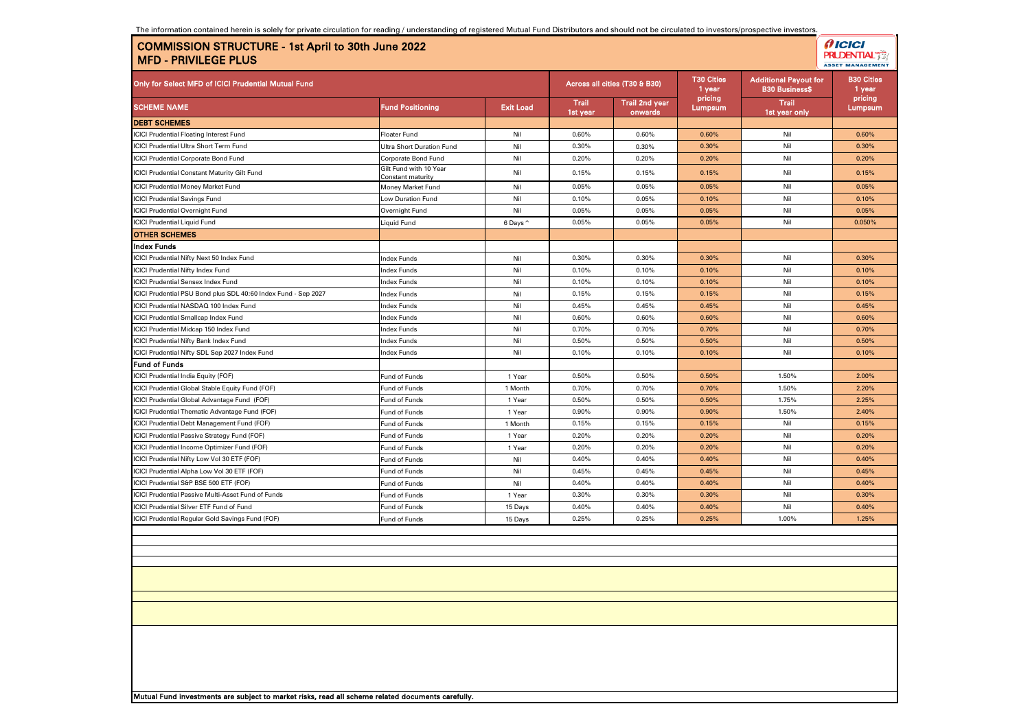The information contained herein is solely for private circulation for reading / understanding of registered Mutual Fund Distributors and should not be circulated to investors/prospective investors.

# COMMISSION STRUCTURE - 1st April to 30th June 2022
## MFD - PRIVILEGE PLUS

| Only for Select MFD of ICICI Prudential Mutual Fund | | | Across all cities (T30 & B30) | | T30 Cities 1 year pricing | Additional Payout for B30 Business$ | B30 Cities 1 year pricing |
|---|---|---|---|---|---|---|---|
| **SCHEME NAME** | **Fund Positioning** | **Exit Load** | **Trail 1st year** | **Trail 2nd year onwards** | **Lumpsum** | **Trail 1st year only** | **Lumpsum** |
| **DEBT SCHEMES** | | | | | | | |
| ICICI Prudential Floating Interest Fund | Floater Fund | Nil | 0.60% | 0.60% | 0.60% | Nil | 0.60% |
| ICICI Prudential Ultra Short Term Fund | Ultra Short Duration Fund | Nil | 0.30% | 0.30% | 0.30% | Nil | 0.30% |
| ICICI Prudential Corporate Bond Fund | Corporate Bond Fund | Nil | 0.20% | 0.20% | 0.20% | Nil | 0.20% |
| ICICI Prudential Constant Maturity Gilt Fund | Gilt Fund with 10 Year Constant maturity | Nil | 0.15% | 0.15% | 0.15% | Nil | 0.15% |
| ICICI Prudential Money Market Fund | Money Market Fund | Nil | 0.05% | 0.05% | 0.05% | Nil | 0.05% |
| ICICI Prudential Savings Fund | Low Duration Fund | Nil | 0.10% | 0.05% | 0.10% | Nil | 0.10% |
| ICICI Prudential Overnight Fund | Overnight Fund | Nil | 0.05% | 0.05% | 0.05% | Nil | 0.05% |
| ICICI Prudential Liquid Fund | Liquid Fund | 6 Days ^ | 0.05% | 0.05% | 0.05% | Nil | 0.050% |
| **OTHER SCHEMES** | | | | | | | |
| **Index Funds** | | | | | | | |
| ICICI Prudential Nifty Next 50 Index Fund | Index Funds | Nil | 0.30% | 0.30% | 0.30% | Nil | 0.30% |
| ICICI Prudential Nifty Index Fund | Index Funds | Nil | 0.10% | 0.10% | 0.10% | Nil | 0.10% |
| ICICI Prudential Sensex Index Fund | Index Funds | Nil | 0.10% | 0.10% | 0.10% | Nil | 0.10% |
| ICICI Prudential PSU Bond plus SDL 40:60 Index Fund - Sep 2027 | Index Funds | Nil | 0.15% | 0.15% | 0.15% | Nil | 0.15% |
| ICICI Prudential NASDAQ 100 Index Fund | Index Funds | Nil | 0.45% | 0.45% | 0.45% | Nil | 0.45% |
| ICICI Prudential Smallcap Index Fund | Index Funds | Nil | 0.60% | 0.60% | 0.60% | Nil | 0.60% |
| ICICI Prudential Midcap 150 Index Fund | Index Funds | Nil | 0.70% | 0.70% | 0.70% | Nil | 0.70% |
| ICICI Prudential Nifty Bank Index Fund | Index Funds | Nil | 0.50% | 0.50% | 0.50% | Nil | 0.50% |
| ICICI Prudential Nifty SDL Sep 2027 Index Fund | Index Funds | Nil | 0.10% | 0.10% | 0.10% | Nil | 0.10% |
| **Fund of Funds** | | | | | | | |
| ICICI Prudential India Equity (FOF) | Fund of Funds | 1 Year | 0.50% | 0.50% | 0.50% | 1.50% | 2.00% |
| ICICI Prudential Global Stable Equity Fund (FOF) | Fund of Funds | 1 Month | 0.70% | 0.70% | 0.70% | 1.50% | 2.20% |
| ICICI Prudential Global Advantage Fund (FOF) | Fund of Funds | 1 Year | 0.50% | 0.50% | 0.50% | 1.75% | 2.25% |
| ICICI Prudential Thematic Advantage Fund (FOF) | Fund of Funds | 1 Year | 0.90% | 0.90% | 0.90% | 1.50% | 2.40% |
| ICICI Prudential Debt Management Fund (FOF) | Fund of Funds | 1 Month | 0.15% | 0.15% | 0.15% | Nil | 0.15% |
| ICICI Prudential Passive Strategy Fund (FOF) | Fund of Funds | 1 Year | 0.20% | 0.20% | 0.20% | Nil | 0.20% |
| ICICI Prudential Income Optimizer Fund (FOF) | Fund of Funds | 1 Year | 0.20% | 0.20% | 0.20% | Nil | 0.20% |
| ICICI Prudential Nifty Low Vol 30 ETF (FOF) | Fund of Funds | Nil | 0.40% | 0.40% | 0.40% | Nil | 0.40% |
| ICICI Prudential Alpha Low Vol 30 ETF (FOF) | Fund of Funds | Nil | 0.45% | 0.45% | 0.45% | Nil | 0.45% |
| ICICI Prudential S&P BSE 500 ETF (FOF) | Fund of Funds | Nil | 0.40% | 0.40% | 0.40% | Nil | 0.40% |
| ICICI Prudential Passive Multi-Asset Fund of Funds | Fund of Funds | 1 Year | 0.30% | 0.30% | 0.30% | Nil | 0.30% |
| ICICI Prudential Silver ETF Fund of Fund | Fund of Funds | 15 Days | 0.40% | 0.40% | 0.40% | Nil | 0.40% |
| ICICI Prudential Regular Gold Savings Fund (FOF) | Fund of Funds | 15 Days | 0.25% | 0.25% | 0.25% | 1.00% | 1.25% |

**Mutual Fund investments are subject to market risks, read all scheme related documents carefully.**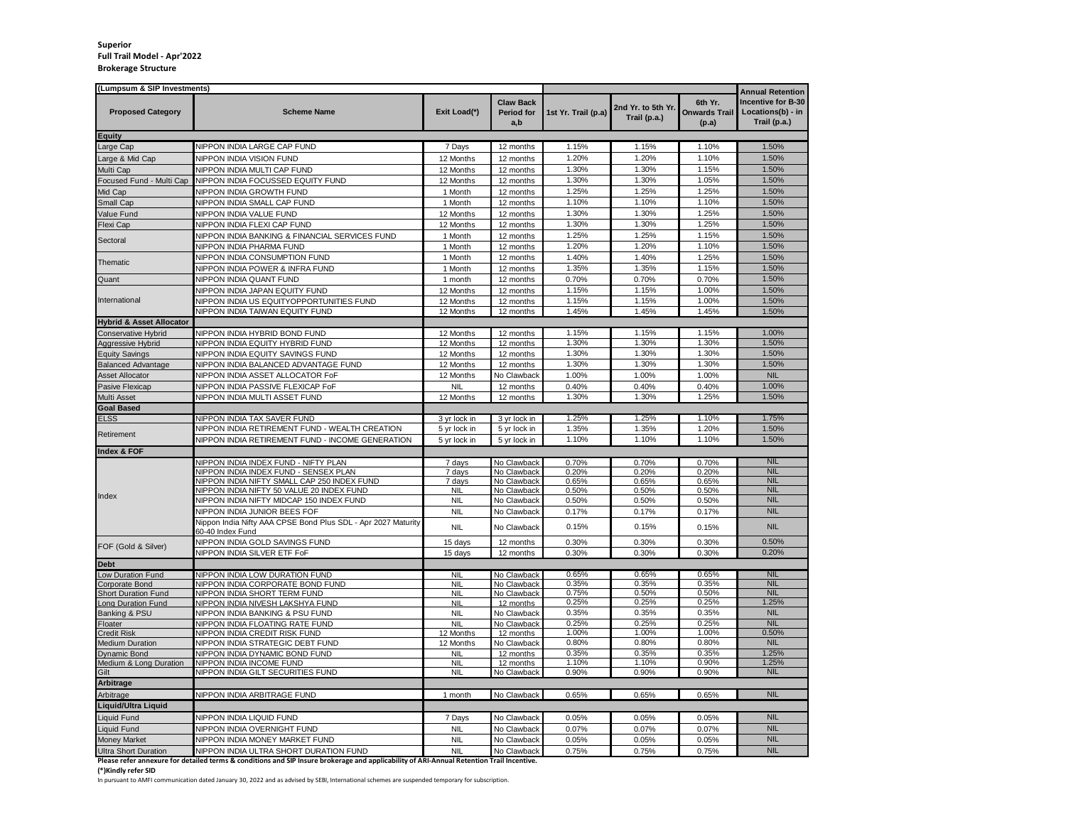**Superior**
**Full Trail Model - Apr'2022**
**Brokerage Structure**

| (Lumpsum & SIP Investments) | | | | | | | Annual Retention Incentive for B-30 Locations(b) - in Trail (p.a.) |
|---|---|---|---|---|---|---|---|
| Proposed Category | Scheme Name | Exit Load(*) | Claw Back Period for a,b | 1st Yr. Trail (p.a) | 2nd Yr. to 5th Yr. Trail (p.a.) | 6th Yr. Onwards Trail (p.a) | |
| **Equity** | | | | | | | |
| Large Cap | NIPPON INDIA LARGE CAP FUND | 7 Days | 12 months | 1.15% | 1.15% | 1.10% | 1.50% |
| Large & Mid Cap | NIPPON INDIA VISION FUND | 12 Months | 12 months | 1.20% | 1.20% | 1.10% | 1.50% |
| Multi Cap | NIPPON INDIA MULTI CAP FUND | 12 Months | 12 months | 1.30% | 1.30% | 1.15% | 1.50% |
| Focused Fund - Multi Cap | NIPPON INDIA FOCUSSED EQUITY FUND | 12 Months | 12 months | 1.30% | 1.30% | 1.05% | 1.50% |
| Mid Cap | NIPPON INDIA GROWTH FUND | 1 Month | 12 months | 1.25% | 1.25% | 1.25% | 1.50% |
| Small Cap | NIPPON INDIA SMALL CAP FUND | 1 Month | 12 months | 1.10% | 1.10% | 1.10% | 1.50% |
| Value Fund | NIPPON INDIA VALUE FUND | 12 Months | 12 months | 1.30% | 1.30% | 1.25% | 1.50% |
| Flexi Cap | NIPPON INDIA FLEXI CAP FUND | 12 Months | 12 months | 1.30% | 1.30% | 1.25% | 1.50% |
| Sectoral | NIPPON INDIA BANKING & FINANCIAL SERVICES FUND | 1 Month | 12 months | 1.25% | 1.25% | 1.15% | 1.50% |
| | NIPPON INDIA PHARMA FUND | 1 Month | 12 months | 1.20% | 1.20% | 1.10% | 1.50% |
| Thematic | NIPPON INDIA CONSUMPTION FUND | 1 Month | 12 months | 1.40% | 1.40% | 1.25% | 1.50% |
| | NIPPON INDIA POWER & INFRA FUND | 1 Month | 12 months | 1.35% | 1.35% | 1.15% | 1.50% |
| Quant | NIPPON INDIA QUANT FUND | 1 month | 12 months | 0.70% | 0.70% | 0.70% | 1.50% |
| International | NIPPON INDIA JAPAN EQUITY FUND | 12 Months | 12 months | 1.15% | 1.15% | 1.00% | 1.50% |
| | NIPPON INDIA US EQUITYOPPORTUNITIES FUND | 12 Months | 12 months | 1.15% | 1.15% | 1.00% | 1.50% |
| | NIPPON INDIA TAIWAN EQUITY FUND | 12 Months | 12 months | 1.45% | 1.45% | 1.45% | 1.50% |
| **Hybrid & Asset Allocator** | | | | | | | |
| Conservative Hybrid | NIPPON INDIA HYBRID BOND FUND | 12 Months | 12 months | 1.15% | 1.15% | 1.15% | 1.00% |
| Aggressive Hybrid | NIPPON INDIA EQUITY HYBRID FUND | 12 Months | 12 months | 1.30% | 1.30% | 1.30% | 1.50% |
| Equity Savings | NIPPON INDIA EQUITY SAVINGS FUND | 12 Months | 12 months | 1.30% | 1.30% | 1.30% | 1.50% |
| Balanced Advantage | NIPPON INDIA BALANCED ADVANTAGE FUND | 12 Months | 12 months | 1.30% | 1.30% | 1.30% | 1.50% |
| Asset Allocator | NIPPON INDIA ASSET ALLOCATOR FoF | 12 Months | No Clawback | 1.00% | 1.00% | 1.00% | NIL |
| Pasive Flexicap | NIPPON INDIA PASSIVE FLEXICAP FoF | NIL | 12 months | 0.40% | 0.40% | 0.40% | 1.00% |
| Multi Asset | NIPPON INDIA MULTI ASSET FUND | 12 Months | 12 months | 1.30% | 1.30% | 1.25% | 1.50% |
| **Goal Based** | | | | | | | |
| ELSS | NIPPON INDIA TAX SAVER FUND | 3 yr lock in | 3 yr lock in | 1.25% | 1.25% | 1.10% | 1.75% |
| Retirement | NIPPON INDIA RETIREMENT FUND - WEALTH CREATION | 5 yr lock in | 5 yr lock in | 1.35% | 1.35% | 1.20% | 1.50% |
| | NIPPON INDIA RETIREMENT FUND - INCOME GENERATION | 5 yr lock in | 5 yr lock in | 1.10% | 1.10% | 1.10% | 1.50% |
| **Index & FOF** | | | | | | | |
| Index | NIPPON INDIA INDEX FUND - NIFTY PLAN | 7 days | No Clawback | 0.70% | 0.70% | 0.70% | NIL |
| | NIPPON INDIA INDEX FUND - SENSEX PLAN | 7 days | No Clawback | 0.20% | 0.20% | 0.20% | NIL |
| | NIPPON INDIA NIFTY SMALL CAP 250 INDEX FUND | 7 days | No Clawback | 0.65% | 0.65% | 0.65% | NIL |
| | NIPPON INDIA NIFTY 50 VALUE 20 INDEX FUND | NIL | No Clawback | 0.50% | 0.50% | 0.50% | NIL |
| | NIPPON INDIA NIFTY MIDCAP 150 INDEX FUND | NIL | No Clawback | 0.50% | 0.50% | 0.50% | NIL |
| | NIPPON INDIA JUNIOR BEES FOF | NIL | No Clawback | 0.17% | 0.17% | 0.17% | NIL |
| | Nippon India Nifty AAA CPSE Bond Plus SDL - Apr 2027 Maturity 60-40 Index Fund | NIL | No Clawback | 0.15% | 0.15% | 0.15% | NIL |
| FOF (Gold & Silver) | NIPPON INDIA GOLD SAVINGS FUND | 15 days | 12 months | 0.30% | 0.30% | 0.30% | 0.50% |
| | NIPPON INDIA SILVER ETF FoF | 15 days | 12 months | 0.30% | 0.30% | 0.30% | 0.20% |
| **Debt** | | | | | | | |
| Low Duration Fund | NIPPON INDIA LOW DURATION FUND | NIL | No Clawback | 0.65% | 0.65% | 0.65% | NIL |
| Corporate Bond | NIPPON INDIA CORPORATE BOND FUND | NIL | No Clawback | 0.35% | 0.35% | 0.35% | NIL |
| Short Duration Fund | NIPPON INDIA SHORT TERM FUND | NIL | No Clawback | 0.75% | 0.50% | 0.50% | NIL |
| Long Duration Fund | NIPPON INDIA NIVESH LAKSHYA FUND | NIL | 12 months | 0.25% | 0.25% | 0.25% | 1.25% |
| Banking & PSU | NIPPON INDIA BANKING & PSU FUND | NIL | No Clawback | 0.35% | 0.35% | 0.35% | NIL |
| Floater | NIPPON INDIA FLOATING RATE FUND | NIL | No Clawback | 0.25% | 0.25% | 0.25% | NIL |
| Credit Risk | NIPPON INDIA CREDIT RISK FUND | 12 Months | 12 months | 1.00% | 1.00% | 1.00% | 0.50% |
| Medium Duration | NIPPON INDIA STRATEGIC DEBT FUND | 12 Months | No Clawback | 0.80% | 0.80% | 0.80% | NIL |
| Dynamic Bond | NIPPON INDIA DYNAMIC BOND FUND | NIL | 12 months | 0.35% | 0.35% | 0.35% | 1.25% |
| Medium & Long Duration | NIPPON INDIA INCOME FUND | NIL | 12 months | 1.10% | 1.10% | 0.90% | 1.25% |
| Gilt | NIPPON INDIA GILT SECURITIES FUND | NIL | No Clawback | 0.90% | 0.90% | 0.90% | NIL |
| **Arbitrage** | | | | | | | |
| Arbitrage | NIPPON INDIA ARBITRAGE FUND | 1 month | No Clawback | 0.65% | 0.65% | 0.65% | NIL |
| **Liquid/Ultra Liquid** | | | | | | | |
| Liquid Fund | NIPPON INDIA LIQUID FUND | 7 Days | No Clawback | 0.05% | 0.05% | 0.05% | NIL |
| Liquid Fund | NIPPON INDIA OVERNIGHT FUND | NIL | No Clawback | 0.07% | 0.07% | 0.07% | NIL |
| Money Market | NIPPON INDIA MONEY MARKET FUND | NIL | No Clawback | 0.05% | 0.05% | 0.05% | NIL |
| Ultra Short Duration | NIPPON INDIA ULTRA SHORT DURATION FUND | NIL | No Clawback | 0.75% | 0.75% | 0.75% | NIL |

**Please refer annexure for detailed terms & conditions and SIP Insure brokerage and applicability of ARI-Annual Retention Trail Incentive.**

**(*)Kindly refer SID**

In pursuant to AMFI communication dated January 30, 2022 and as advised by SEBI, International schemes are suspended temporary for subscription.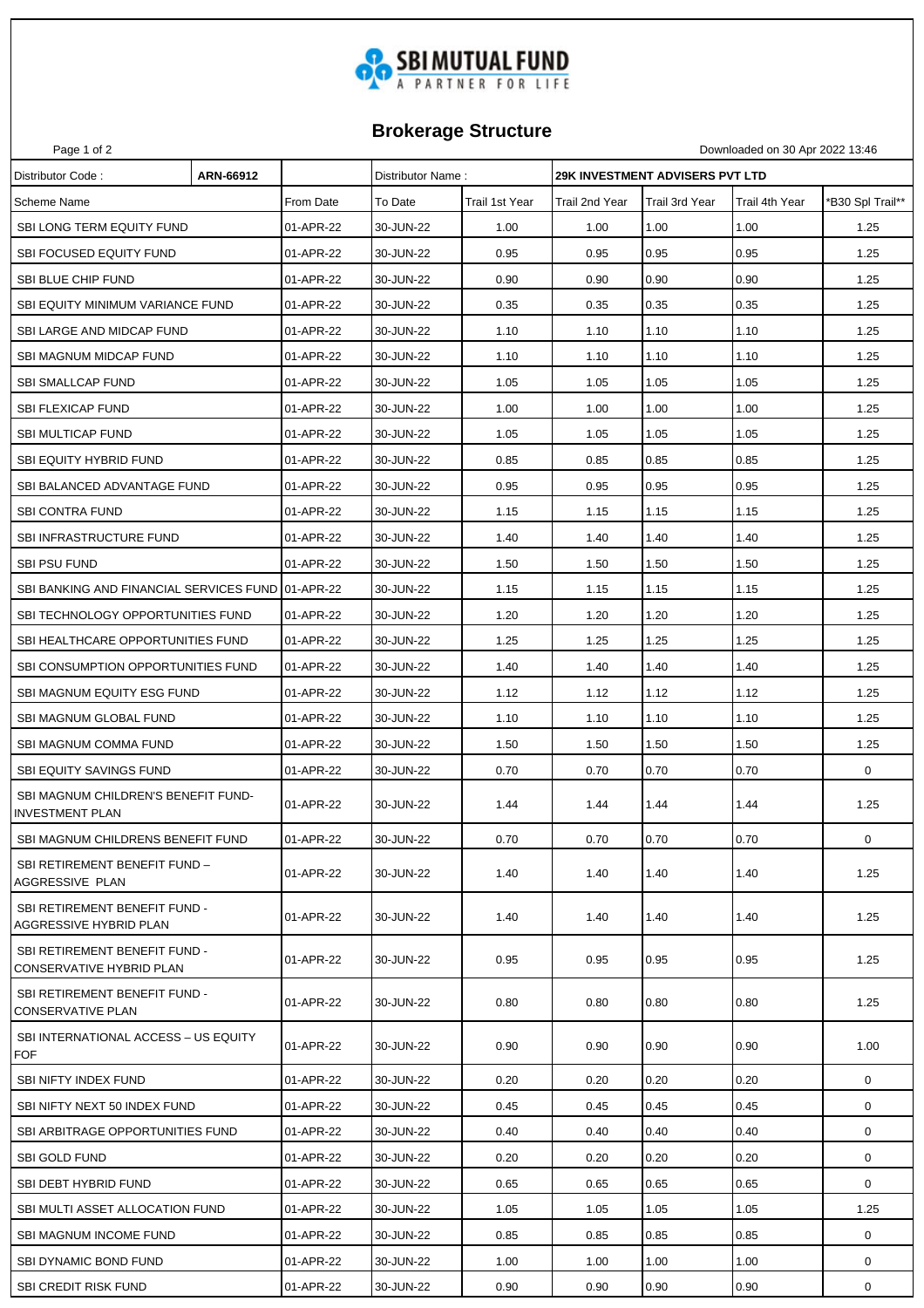SBI MUTUAL FUND
A PARTNER FOR LIFE

# Brokerage Structure

Downloaded on 30 Apr 2022 13:46

| Distributor Code : | ARN-66912 | | Distributor Name : | | 29K INVESTMENT ADVISERS PVT LTD | | | |
|---|---|---|---|---|---|---|---|---|
| **Scheme Name** | | **From Date** | **To Date** | **Trail 1st Year** | **Trail 2nd Year** | **Trail 3rd Year** | **Trail 4th Year** | ***B30 Spl Trail**** |
| SBI LONG TERM EQUITY FUND | | 01-APR-22 | 30-JUN-22 | 1.00 | 1.00 | 1.00 | 1.00 | 1.25 |
| SBI FOCUSED EQUITY FUND | | 01-APR-22 | 30-JUN-22 | 0.95 | 0.95 | 0.95 | 0.95 | 1.25 |
| SBI BLUE CHIP FUND | | 01-APR-22 | 30-JUN-22 | 0.90 | 0.90 | 0.90 | 0.90 | 1.25 |
| SBI EQUITY MINIMUM VARIANCE FUND | | 01-APR-22 | 30-JUN-22 | 0.35 | 0.35 | 0.35 | 0.35 | 1.25 |
| SBI LARGE AND MIDCAP FUND | | 01-APR-22 | 30-JUN-22 | 1.10 | 1.10 | 1.10 | 1.10 | 1.25 |
| SBI MAGNUM MIDCAP FUND | | 01-APR-22 | 30-JUN-22 | 1.10 | 1.10 | 1.10 | 1.10 | 1.25 |
| SBI SMALLCAP FUND | | 01-APR-22 | 30-JUN-22 | 1.05 | 1.05 | 1.05 | 1.05 | 1.25 |
| SBI FLEXICAP FUND | | 01-APR-22 | 30-JUN-22 | 1.00 | 1.00 | 1.00 | 1.00 | 1.25 |
| SBI MULTICAP FUND | | 01-APR-22 | 30-JUN-22 | 1.05 | 1.05 | 1.05 | 1.05 | 1.25 |
| SBI EQUITY HYBRID FUND | | 01-APR-22 | 30-JUN-22 | 0.85 | 0.85 | 0.85 | 0.85 | 1.25 |
| SBI BALANCED ADVANTAGE FUND | | 01-APR-22 | 30-JUN-22 | 0.95 | 0.95 | 0.95 | 0.95 | 1.25 |
| SBI CONTRA FUND | | 01-APR-22 | 30-JUN-22 | 1.15 | 1.15 | 1.15 | 1.15 | 1.25 |
| SBI INFRASTRUCTURE FUND | | 01-APR-22 | 30-JUN-22 | 1.40 | 1.40 | 1.40 | 1.40 | 1.25 |
| SBI PSU FUND | | 01-APR-22 | 30-JUN-22 | 1.50 | 1.50 | 1.50 | 1.50 | 1.25 |
| SBI BANKING AND FINANCIAL SERVICES FUND | | 01-APR-22 | 30-JUN-22 | 1.15 | 1.15 | 1.15 | 1.15 | 1.25 |
| SBI TECHNOLOGY OPPORTUNITIES FUND | | 01-APR-22 | 30-JUN-22 | 1.20 | 1.20 | 1.20 | 1.20 | 1.25 |
| SBI HEALTHCARE OPPORTUNITIES FUND | | 01-APR-22 | 30-JUN-22 | 1.25 | 1.25 | 1.25 | 1.25 | 1.25 |
| SBI CONSUMPTION OPPORTUNITIES FUND | | 01-APR-22 | 30-JUN-22 | 1.40 | 1.40 | 1.40 | 1.40 | 1.25 |
| SBI MAGNUM EQUITY ESG FUND | | 01-APR-22 | 30-JUN-22 | 1.12 | 1.12 | 1.12 | 1.12 | 1.25 |
| SBI MAGNUM GLOBAL FUND | | 01-APR-22 | 30-JUN-22 | 1.10 | 1.10 | 1.10 | 1.10 | 1.25 |
| SBI MAGNUM COMMA FUND | | 01-APR-22 | 30-JUN-22 | 1.50 | 1.50 | 1.50 | 1.50 | 1.25 |
| SBI EQUITY SAVINGS FUND | | 01-APR-22 | 30-JUN-22 | 0.70 | 0.70 | 0.70 | 0.70 | 0 |
| SBI MAGNUM CHILDREN'S BENEFIT FUND-INVESTMENT PLAN | | 01-APR-22 | 30-JUN-22 | 1.44 | 1.44 | 1.44 | 1.44 | 1.25 |
| SBI MAGNUM CHILDRENS BENEFIT FUND | | 01-APR-22 | 30-JUN-22 | 0.70 | 0.70 | 0.70 | 0.70 | 0 |
| SBI RETIREMENT BENEFIT FUND – AGGRESSIVE PLAN | | 01-APR-22 | 30-JUN-22 | 1.40 | 1.40 | 1.40 | 1.40 | 1.25 |
| SBI RETIREMENT BENEFIT FUND - AGGRESSIVE HYBRID PLAN | | 01-APR-22 | 30-JUN-22 | 1.40 | 1.40 | 1.40 | 1.40 | 1.25 |
| SBI RETIREMENT BENEFIT FUND - CONSERVATIVE HYBRID PLAN | | 01-APR-22 | 30-JUN-22 | 0.95 | 0.95 | 0.95 | 0.95 | 1.25 |
| SBI RETIREMENT BENEFIT FUND - CONSERVATIVE PLAN | | 01-APR-22 | 30-JUN-22 | 0.80 | 0.80 | 0.80 | 0.80 | 1.25 |
| SBI INTERNATIONAL ACCESS – US EQUITY FOF | | 01-APR-22 | 30-JUN-22 | 0.90 | 0.90 | 0.90 | 0.90 | 1.00 |
| SBI NIFTY INDEX FUND | | 01-APR-22 | 30-JUN-22 | 0.20 | 0.20 | 0.20 | 0.20 | 0 |
| SBI NIFTY NEXT 50 INDEX FUND | | 01-APR-22 | 30-JUN-22 | 0.45 | 0.45 | 0.45 | 0.45 | 0 |
| SBI ARBITRAGE OPPORTUNITIES FUND | | 01-APR-22 | 30-JUN-22 | 0.40 | 0.40 | 0.40 | 0.40 | 0 |
| SBI GOLD FUND | | 01-APR-22 | 30-JUN-22 | 0.20 | 0.20 | 0.20 | 0.20 | 0 |
| SBI DEBT HYBRID FUND | | 01-APR-22 | 30-JUN-22 | 0.65 | 0.65 | 0.65 | 0.65 | 0 |
| SBI MULTI ASSET ALLOCATION FUND | | 01-APR-22 | 30-JUN-22 | 1.05 | 1.05 | 1.05 | 1.05 | 1.25 |
| SBI MAGNUM INCOME FUND | | 01-APR-22 | 30-JUN-22 | 0.85 | 0.85 | 0.85 | 0.85 | 0 |
| SBI DYNAMIC BOND FUND | | 01-APR-22 | 30-JUN-22 | 1.00 | 1.00 | 1.00 | 1.00 | 0 |
| SBI CREDIT RISK FUND | | 01-APR-22 | 30-JUN-22 | 0.90 | 0.90 | 0.90 | 0.90 | 0 |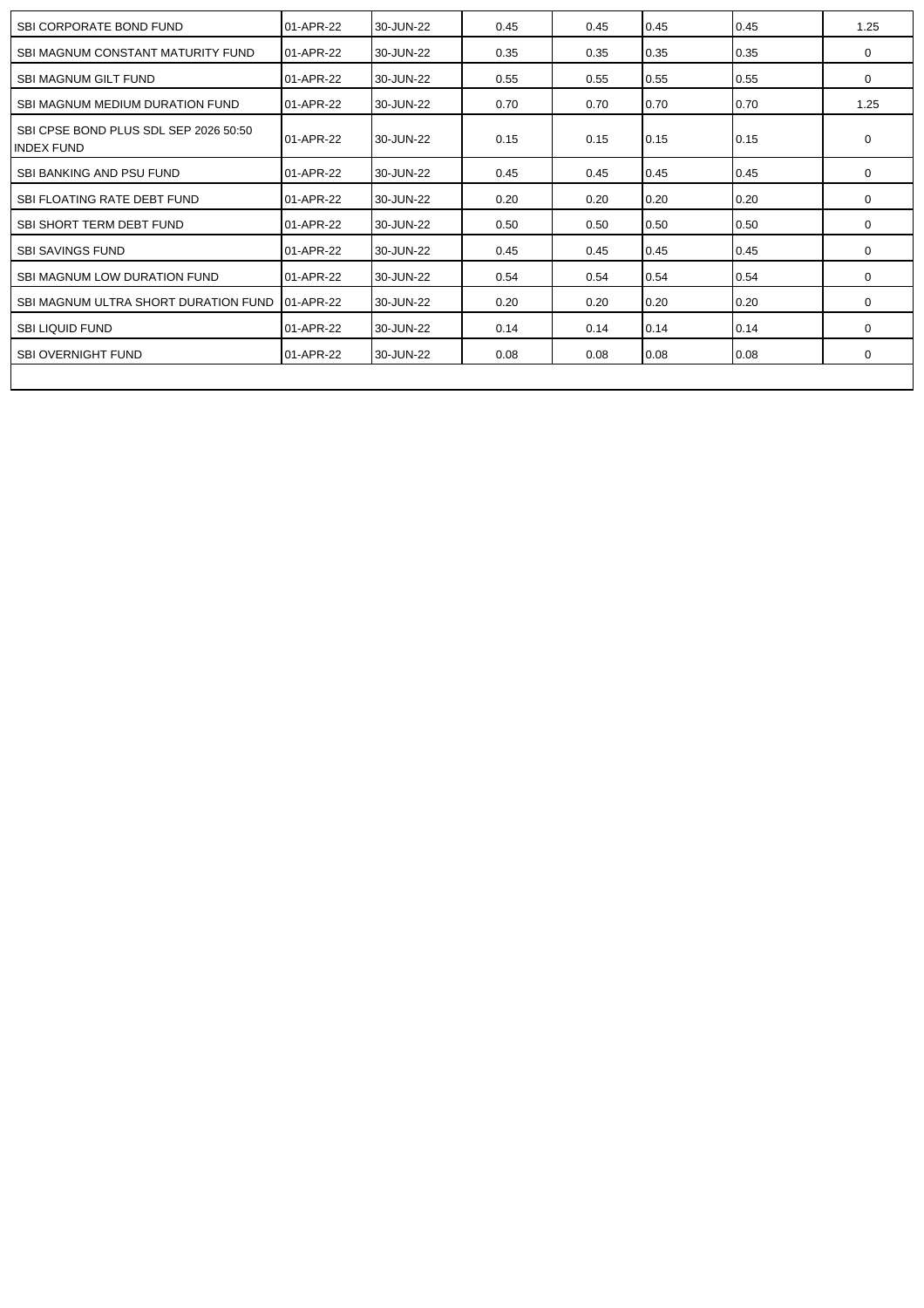| | | | | | | | |
|---|---|---|---|---|---|---|---|
| SBI CORPORATE BOND FUND | 01-APR-22 | 30-JUN-22 | 0.45 | 0.45 | 0.45 | 0.45 | 1.25 |
| SBI MAGNUM CONSTANT MATURITY FUND | 01-APR-22 | 30-JUN-22 | 0.35 | 0.35 | 0.35 | 0.35 | 0 |
| SBI MAGNUM GILT FUND | 01-APR-22 | 30-JUN-22 | 0.55 | 0.55 | 0.55 | 0.55 | 0 |
| SBI MAGNUM MEDIUM DURATION FUND | 01-APR-22 | 30-JUN-22 | 0.70 | 0.70 | 0.70 | 0.70 | 1.25 |
| SBI CPSE BOND PLUS SDL SEP 2026 50:50 INDEX FUND | 01-APR-22 | 30-JUN-22 | 0.15 | 0.15 | 0.15 | 0.15 | 0 |
| SBI BANKING AND PSU FUND | 01-APR-22 | 30-JUN-22 | 0.45 | 0.45 | 0.45 | 0.45 | 0 |
| SBI FLOATING RATE DEBT FUND | 01-APR-22 | 30-JUN-22 | 0.20 | 0.20 | 0.20 | 0.20 | 0 |
| SBI SHORT TERM DEBT FUND | 01-APR-22 | 30-JUN-22 | 0.50 | 0.50 | 0.50 | 0.50 | 0 |
| SBI SAVINGS FUND | 01-APR-22 | 30-JUN-22 | 0.45 | 0.45 | 0.45 | 0.45 | 0 |
| SBI MAGNUM LOW DURATION FUND | 01-APR-22 | 30-JUN-22 | 0.54 | 0.54 | 0.54 | 0.54 | 0 |
| SBI MAGNUM ULTRA SHORT DURATION FUND | 01-APR-22 | 30-JUN-22 | 0.20 | 0.20 | 0.20 | 0.20 | 0 |
| SBI LIQUID FUND | 01-APR-22 | 30-JUN-22 | 0.14 | 0.14 | 0.14 | 0.14 | 0 |
| SBI OVERNIGHT FUND | 01-APR-22 | 30-JUN-22 | 0.08 | 0.08 | 0.08 | 0.08 | 0 |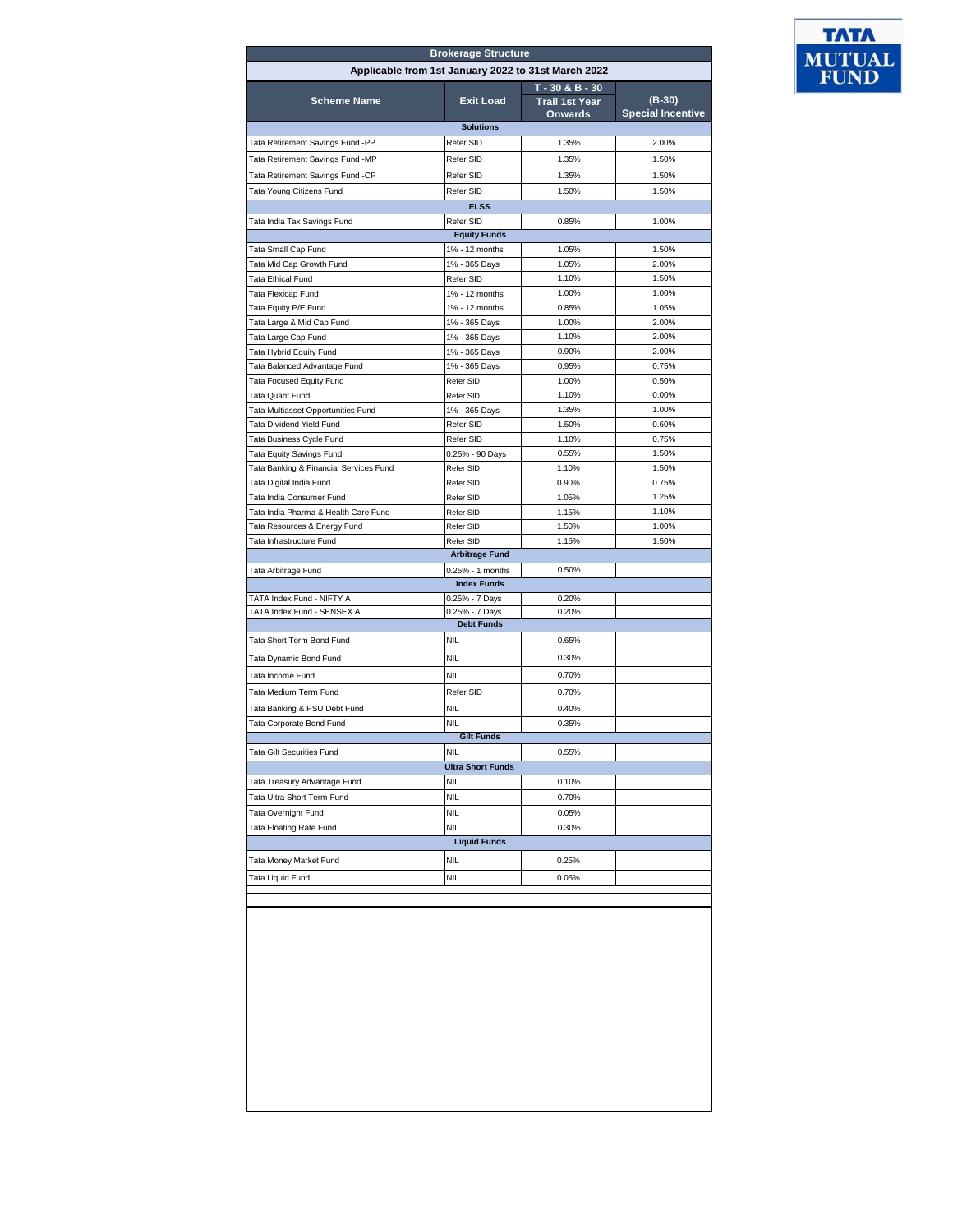TATA MUTUAL FUND

| Brokerage Structure | | | |
|---|---|---|---|
| **Applicable from 1st January 2022 to 31st March 2022** | | | |
| **Scheme Name** | **Exit Load** | **T - 30 & B - 30 Trail 1st Year Onwards** | **(B-30) Special Incentive** |
| **Solutions** | | | |
| Tata Retirement Savings Fund -PP | Refer SID | 1.35% | 2.00% |
| Tata Retirement Savings Fund -MP | Refer SID | 1.35% | 1.50% |
| Tata Retirement Savings Fund -CP | Refer SID | 1.35% | 1.50% |
| Tata Young Citizens Fund | Refer SID | 1.50% | 1.50% |
| **ELSS** | | | |
| Tata India Tax Savings Fund | Refer SID | 0.85% | 1.00% |
| **Equity Funds** | | | |
| Tata Small Cap Fund | 1% - 12 months | 1.05% | 1.50% |
| Tata Mid Cap Growth Fund | 1% - 365 Days | 1.05% | 2.00% |
| Tata Ethical Fund | Refer SID | 1.10% | 1.50% |
| Tata Flexicap Fund | 1% - 12 months | 1.00% | 1.00% |
| Tata Equity P/E Fund | 1% - 12 months | 0.85% | 1.05% |
| Tata Large & Mid Cap Fund | 1% - 365 Days | 1.00% | 2.00% |
| Tata Large Cap Fund | 1% - 365 Days | 1.10% | 2.00% |
| Tata Hybrid Equity Fund | 1% - 365 Days | 0.90% | 2.00% |
| Tata Balanced Advantage Fund | 1% - 365 Days | 0.95% | 0.75% |
| Tata Focused Equity Fund | Refer SID | 1.00% | 0.50% |
| Tata Quant Fund | Refer SID | 1.10% | 0.00% |
| Tata Multiasset Opportunities Fund | 1% - 365 Days | 1.35% | 1.00% |
| Tata Dividend Yield Fund | Refer SID | 1.50% | 0.60% |
| Tata Business Cycle Fund | Refer SID | 1.10% | 0.75% |
| Tata Equity Savings Fund | 0.25% - 90 Days | 0.55% | 1.50% |
| Tata Banking & Financial Services Fund | Refer SID | 1.10% | 1.50% |
| Tata Digital India Fund | Refer SID | 0.90% | 0.75% |
| Tata India Consumer Fund | Refer SID | 1.05% | 1.25% |
| Tata India Pharma & Health Care Fund | Refer SID | 1.15% | 1.10% |
| Tata Resources & Energy Fund | Refer SID | 1.50% | 1.00% |
| Tata Infrastructure Fund | Refer SID | 1.15% | 1.50% |
| **Arbitrage Fund** | | | |
| Tata Arbitrage Fund | 0.25% - 1 months | 0.50% | |
| **Index Funds** | | | |
| TATA Index Fund - NIFTY A | 0.25% - 7 Days | 0.20% | |
| TATA Index Fund - SENSEX A | 0.25% - 7 Days | 0.20% | |
| **Debt Funds** | | | |
| Tata Short Term Bond Fund | NIL | 0.65% | |
| Tata Dynamic Bond Fund | NIL | 0.30% | |
| Tata Income Fund | NIL | 0.70% | |
| Tata Medium Term Fund | Refer SID | 0.70% | |
| Tata Banking & PSU Debt Fund | NIL | 0.40% | |
| Tata Corporate Bond Fund | NIL | 0.35% | |
| **Gilt Funds** | | | |
| Tata Gilt Securities Fund | NIL | 0.55% | |
| **Ultra Short Funds** | | | |
| Tata Treasury Advantage Fund | NIL | 0.10% | |
| Tata Ultra Short Term Fund | NIL | 0.70% | |
| Tata Overnight Fund | NIL | 0.05% | |
| Tata Floating Rate Fund | NIL | 0.30% | |
| **Liquid Funds** | | | |
| Tata Money Market Fund | NIL | 0.25% | |
| Tata Liquid Fund | NIL | 0.05% | |